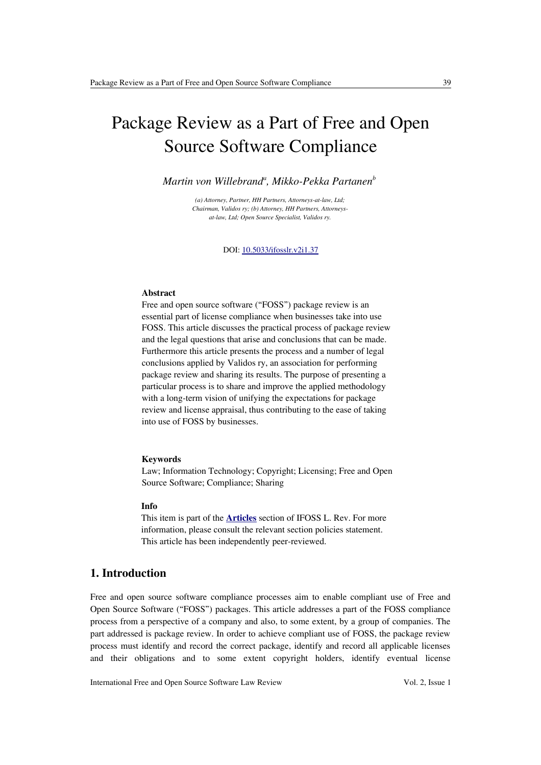# Package Review as a Part of Free and Open Source Software Compliance

*Martin von Willebrand[a], Mikko-Pekka Partanen[b]*

*(a) Attorney, Partner, HH Partners, Attorneys-at-law, Ltd; Chairman, Validos ry; (b) Attorney, HH Partners, Attorneys-at-law, Ltd; Open Source Specialist, Validos ry.*

DOI: 10.5033/ifosslr.v2i1.37

### Abstract

Free and open source software ("FOSS") package review is an essential part of license compliance when businesses take into use FOSS. This article discusses the practical process of package review and the legal questions that arise and conclusions that can be made. Furthermore this article presents the process and a number of legal conclusions applied by Validos ry, an association for performing package review and sharing its results. The purpose of presenting a particular process is to share and improve the applied methodology with a long-term vision of unifying the expectations for package review and license appraisal, thus contributing to the ease of taking into use of FOSS by businesses.

### Keywords

Law; Information Technology; Copyright; Licensing; Free and Open Source Software; Compliance; Sharing

### Info

This item is part of the **Articles** section of IFOSS L. Rev. For more information, please consult the relevant section policies statement. This article has been independently peer-reviewed.

## 1. Introduction

Free and open source software compliance processes aim to enable compliant use of Free and Open Source Software ("FOSS") packages. This article addresses a part of the FOSS compliance process from a perspective of a company and also, to some extent, by a group of companies. The part addressed is package review. In order to achieve compliant use of FOSS, the package review process must identify and record the correct package, identify and record all applicable licenses and their obligations and to some extent copyright holders, identify eventual license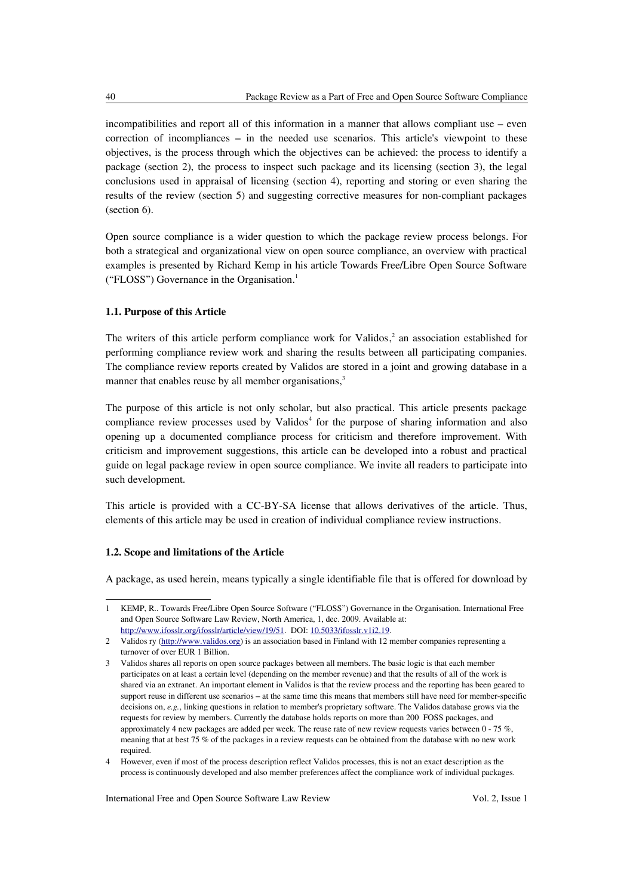incompatibilities and report all of this information in a manner that allows compliant use – even correction of incompliances – in the needed use scenarios. This article's viewpoint to these objectives, is the process through which the objectives can be achieved: the process to identify a package (section 2), the process to inspect such package and its licensing (section 3), the legal conclusions used in appraisal of licensing (section 4), reporting and storing or even sharing the results of the review (section 5) and suggesting corrective measures for non-compliant packages (section 6).

Open source compliance is a wider question to which the package review process belongs. For both a strategical and organizational view on open source compliance, an overview with practical examples is presented by Richard Kemp in his article Towards Free/Libre Open Source Software ("FLOSS") Governance in the Organisation.[1]

### 1.1. Purpose of this Article

The writers of this article perform compliance work for Validos,[2] an association established for performing compliance review work and sharing the results between all participating companies. The compliance review reports created by Validos are stored in a joint and growing database in a manner that enables reuse by all member organisations,[3]

The purpose of this article is not only scholar, but also practical. This article presents package compliance review processes used by Validos[4] for the purpose of sharing information and also opening up a documented compliance process for criticism and therefore improvement. With criticism and improvement suggestions, this article can be developed into a robust and practical guide on legal package review in open source compliance. We invite all readers to participate into such development.

This article is provided with a CC-BY-SA license that allows derivatives of the article. Thus, elements of this article may be used in creation of individual compliance review instructions.

### 1.2. Scope and limitations of the Article

A package, as used herein, means typically a single identifiable file that is offered for download by

---

1 KEMP, R.. Towards Free/Libre Open Source Software ("FLOSS") Governance in the Organisation. International Free and Open Source Software Law Review, North America, 1, dec. 2009. Available at: http://www.ifosslr.org/ifosslr/article/view/19/51. DOI: 10.5033/ifosslr.v1i2.19.

2 Validos ry (http://www.validos.org) is an association based in Finland with 12 member companies representing a turnover of over EUR 1 Billion.

3 Validos shares all reports on open source packages between all members. The basic logic is that each member participates on at least a certain level (depending on the member revenue) and that the results of all of the work is shared via an extranet. An important element in Validos is that the review process and the reporting has been geared to support reuse in different use scenarios – at the same time this means that members still have need for member-specific decisions on, *e.g.*, linking questions in relation to member's proprietary software. The Validos database grows via the requests for review by members. Currently the database holds reports on more than 200 FOSS packages, and approximately 4 new packages are added per week. The reuse rate of new review requests varies between 0 - 75 %, meaning that at best 75 % of the packages in a review requests can be obtained from the database with no new work required.

4 However, even if most of the process description reflect Validos processes, this is not an exact description as the process is continuously developed and also member preferences affect the compliance work of individual packages.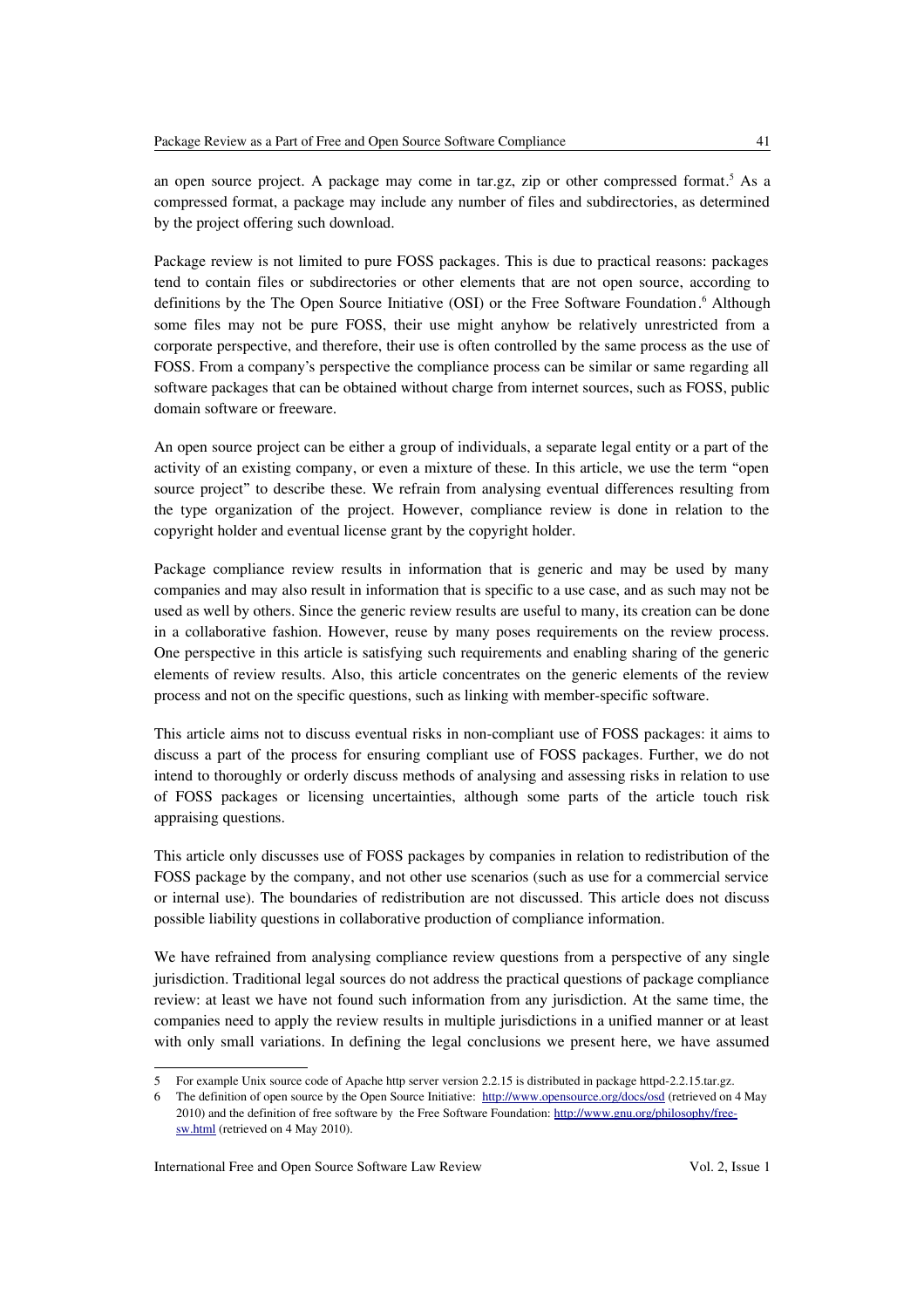an open source project. A package may come in tar.gz, zip or other compressed format.[5] As a compressed format, a package may include any number of files and subdirectories, as determined by the project offering such download.

Package review is not limited to pure FOSS packages. This is due to practical reasons: packages tend to contain files or subdirectories or other elements that are not open source, according to definitions by the The Open Source Initiative (OSI) or the Free Software Foundation.[6] Although some files may not be pure FOSS, their use might anyhow be relatively unrestricted from a corporate perspective, and therefore, their use is often controlled by the same process as the use of FOSS. From a company's perspective the compliance process can be similar or same regarding all software packages that can be obtained without charge from internet sources, such as FOSS, public domain software or freeware.

An open source project can be either a group of individuals, a separate legal entity or a part of the activity of an existing company, or even a mixture of these. In this article, we use the term "open source project" to describe these. We refrain from analysing eventual differences resulting from the type organization of the project. However, compliance review is done in relation to the copyright holder and eventual license grant by the copyright holder.

Package compliance review results in information that is generic and may be used by many companies and may also result in information that is specific to a use case, and as such may not be used as well by others. Since the generic review results are useful to many, its creation can be done in a collaborative fashion. However, reuse by many poses requirements on the review process. One perspective in this article is satisfying such requirements and enabling sharing of the generic elements of review results. Also, this article concentrates on the generic elements of the review process and not on the specific questions, such as linking with member-specific software.

This article aims not to discuss eventual risks in non-compliant use of FOSS packages: it aims to discuss a part of the process for ensuring compliant use of FOSS packages. Further, we do not intend to thoroughly or orderly discuss methods of analysing and assessing risks in relation to use of FOSS packages or licensing uncertainties, although some parts of the article touch risk appraising questions.

This article only discusses use of FOSS packages by companies in relation to redistribution of the FOSS package by the company, and not other use scenarios (such as use for a commercial service or internal use). The boundaries of redistribution are not discussed. This article does not discuss possible liability questions in collaborative production of compliance information.

We have refrained from analysing compliance review questions from a perspective of any single jurisdiction. Traditional legal sources do not address the practical questions of package compliance review: at least we have not found such information from any jurisdiction. At the same time, the companies need to apply the review results in multiple jurisdictions in a unified manner or at least with only small variations. In defining the legal conclusions we present here, we have assumed

---

5 For example Unix source code of Apache http server version 2.2.15 is distributed in package httpd-2.2.15.tar.gz.

6 The definition of open source by the Open Source Initiative: http://www.opensource.org/docs/osd (retrieved on 4 May 2010) and the definition of free software by the Free Software Foundation: http://www.gnu.org/philosophy/free-sw.html (retrieved on 4 May 2010).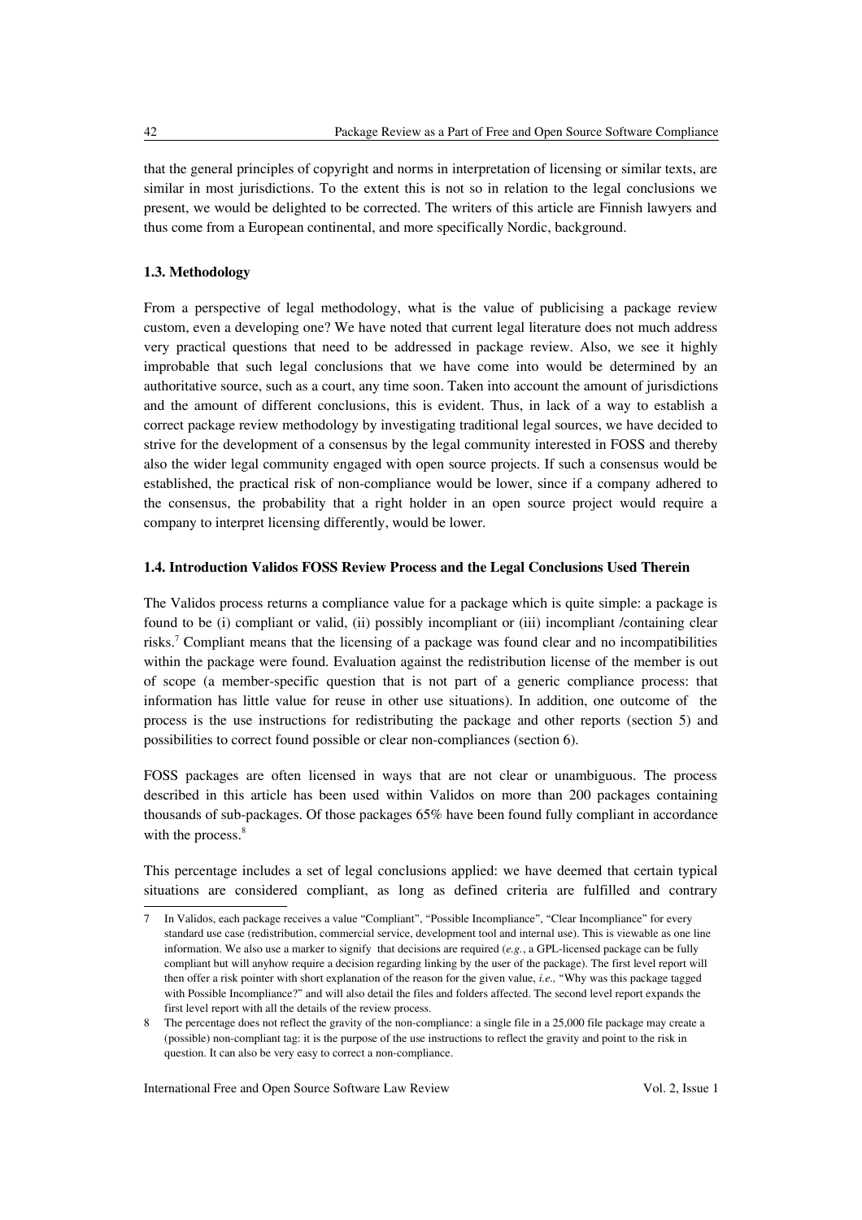that the general principles of copyright and norms in interpretation of licensing or similar texts, are similar in most jurisdictions. To the extent this is not so in relation to the legal conclusions we present, we would be delighted to be corrected. The writers of this article are Finnish lawyers and thus come from a European continental, and more specifically Nordic, background.

### 1.3. Methodology

From a perspective of legal methodology, what is the value of publicising a package review custom, even a developing one? We have noted that current legal literature does not much address very practical questions that need to be addressed in package review. Also, we see it highly improbable that such legal conclusions that we have come into would be determined by an authoritative source, such as a court, any time soon. Taken into account the amount of jurisdictions and the amount of different conclusions, this is evident. Thus, in lack of a way to establish a correct package review methodology by investigating traditional legal sources, we have decided to strive for the development of a consensus by the legal community interested in FOSS and thereby also the wider legal community engaged with open source projects. If such a consensus would be established, the practical risk of non-compliance would be lower, since if a company adhered to the consensus, the probability that a right holder in an open source project would require a company to interpret licensing differently, would be lower.

### 1.4. Introduction Validos FOSS Review Process and the Legal Conclusions Used Therein

The Validos process returns a compliance value for a package which is quite simple: a package is found to be (i) compliant or valid, (ii) possibly incompliant or (iii) incompliant /containing clear risks.[7] Compliant means that the licensing of a package was found clear and no incompatibilities within the package were found. Evaluation against the redistribution license of the member is out of scope (a member-specific question that is not part of a generic compliance process: that information has little value for reuse in other use situations). In addition, one outcome of the process is the use instructions for redistributing the package and other reports (section 5) and possibilities to correct found possible or clear non-compliances (section 6).

FOSS packages are often licensed in ways that are not clear or unambiguous. The process described in this article has been used within Validos on more than 200 packages containing thousands of sub-packages. Of those packages 65% have been found fully compliant in accordance with the process.[8]

This percentage includes a set of legal conclusions applied: we have deemed that certain typical situations are considered compliant, as long as defined criteria are fulfilled and contrary

---

7 In Validos, each package receives a value "Compliant", "Possible Incompliance", "Clear Incompliance" for every standard use case (redistribution, commercial service, development tool and internal use). This is viewable as one line information. We also use a marker to signify that decisions are required (*e.g.*, a GPL-licensed package can be fully compliant but will anyhow require a decision regarding linking by the user of the package). The first level report will then offer a risk pointer with short explanation of the reason for the given value, *i.e.,* "Why was this package tagged with Possible Incompliance?" and will also detail the files and folders affected. The second level report expands the first level report with all the details of the review process.

8 The percentage does not reflect the gravity of the non-compliance: a single file in a 25,000 file package may create a (possible) non-compliant tag: it is the purpose of the use instructions to reflect the gravity and point to the risk in question. It can also be very easy to correct a non-compliance.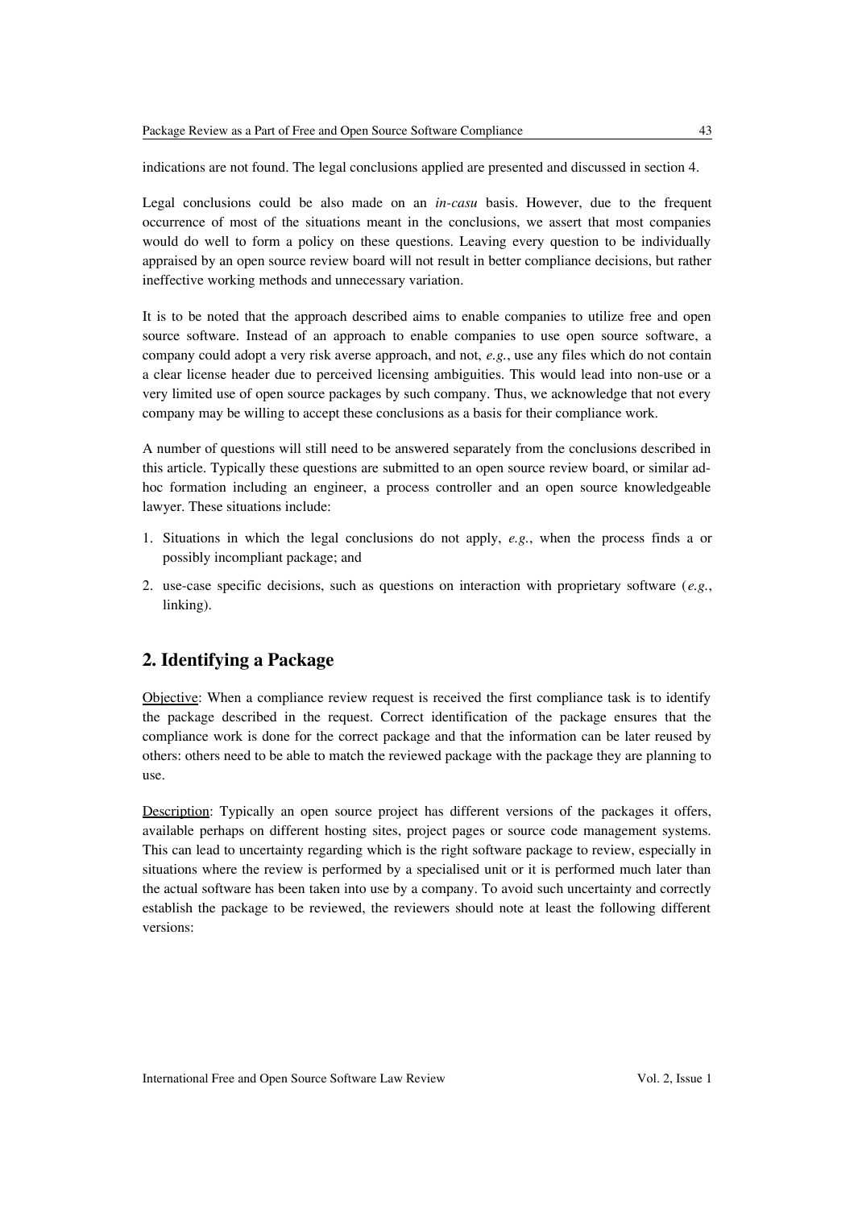indications are not found. The legal conclusions applied are presented and discussed in section 4.

Legal conclusions could be also made on an *in-casu* basis. However, due to the frequent occurrence of most of the situations meant in the conclusions, we assert that most companies would do well to form a policy on these questions. Leaving every question to be individually appraised by an open source review board will not result in better compliance decisions, but rather ineffective working methods and unnecessary variation.

It is to be noted that the approach described aims to enable companies to utilize free and open source software. Instead of an approach to enable companies to use open source software, a company could adopt a very risk averse approach, and not, *e.g.*, use any files which do not contain a clear license header due to perceived licensing ambiguities. This would lead into non-use or a very limited use of open source packages by such company. Thus, we acknowledge that not every company may be willing to accept these conclusions as a basis for their compliance work.

A number of questions will still need to be answered separately from the conclusions described in this article. Typically these questions are submitted to an open source review board, or similar ad-hoc formation including an engineer, a process controller and an open source knowledgeable lawyer. These situations include:

1. Situations in which the legal conclusions do not apply, *e.g.*, when the process finds a or possibly incompliant package; and
2. use-case specific decisions, such as questions on interaction with proprietary software (*e.g.*, linking).

## 2. Identifying a Package

Objective: When a compliance review request is received the first compliance task is to identify the package described in the request. Correct identification of the package ensures that the compliance work is done for the correct package and that the information can be later reused by others: others need to be able to match the reviewed package with the package they are planning to use.

Description: Typically an open source project has different versions of the packages it offers, available perhaps on different hosting sites, project pages or source code management systems. This can lead to uncertainty regarding which is the right software package to review, especially in situations where the review is performed by a specialised unit or it is performed much later than the actual software has been taken into use by a company. To avoid such uncertainty and correctly establish the package to be reviewed, the reviewers should note at least the following different versions: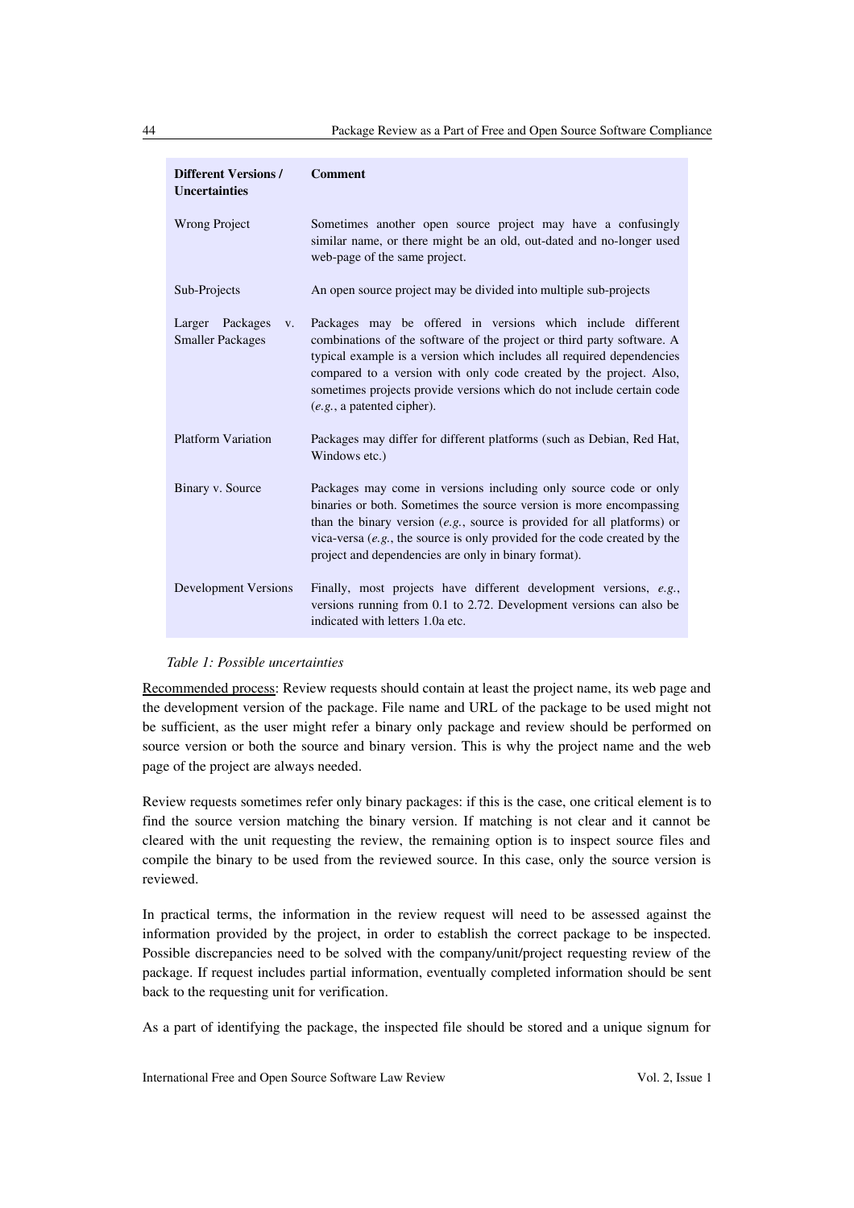| Different Versions / Uncertainties | Comment |
|---|---|
| Wrong Project | Sometimes another open source project may have a confusingly similar name, or there might be an old, out-dated and no-longer used web-page of the same project. |
| Sub-Projects | An open source project may be divided into multiple sub-projects |
| Larger Packages v. Smaller Packages | Packages may be offered in versions which include different combinations of the software of the project or third party software. A typical example is a version which includes all required dependencies compared to a version with only code created by the project. Also, sometimes projects provide versions which do not include certain code (*e.g.*, a patented cipher). |
| Platform Variation | Packages may differ for different platforms (such as Debian, Red Hat, Windows etc.) |
| Binary v. Source | Packages may come in versions including only source code or only binaries or both. Sometimes the source version is more encompassing than the binary version (*e.g.*, source is provided for all platforms) or vica-versa (*e.g.*, the source is only provided for the code created by the project and dependencies are only in binary format). |
| Development Versions | Finally, most projects have different development versions, *e.g.*, versions running from 0.1 to 2.72. Development versions can also be indicated with letters 1.0a etc. |

*Table 1: Possible uncertainties*

Recommended process: Review requests should contain at least the project name, its web page and the development version of the package. File name and URL of the package to be used might not be sufficient, as the user might refer a binary only package and review should be performed on source version or both the source and binary version. This is why the project name and the web page of the project are always needed.

Review requests sometimes refer only binary packages: if this is the case, one critical element is to find the source version matching the binary version. If matching is not clear and it cannot be cleared with the unit requesting the review, the remaining option is to inspect source files and compile the binary to be used from the reviewed source. In this case, only the source version is reviewed.

In practical terms, the information in the review request will need to be assessed against the information provided by the project, in order to establish the correct package to be inspected. Possible discrepancies need to be solved with the company/unit/project requesting review of the package. If request includes partial information, eventually completed information should be sent back to the requesting unit for verification.

As a part of identifying the package, the inspected file should be stored and a unique signum for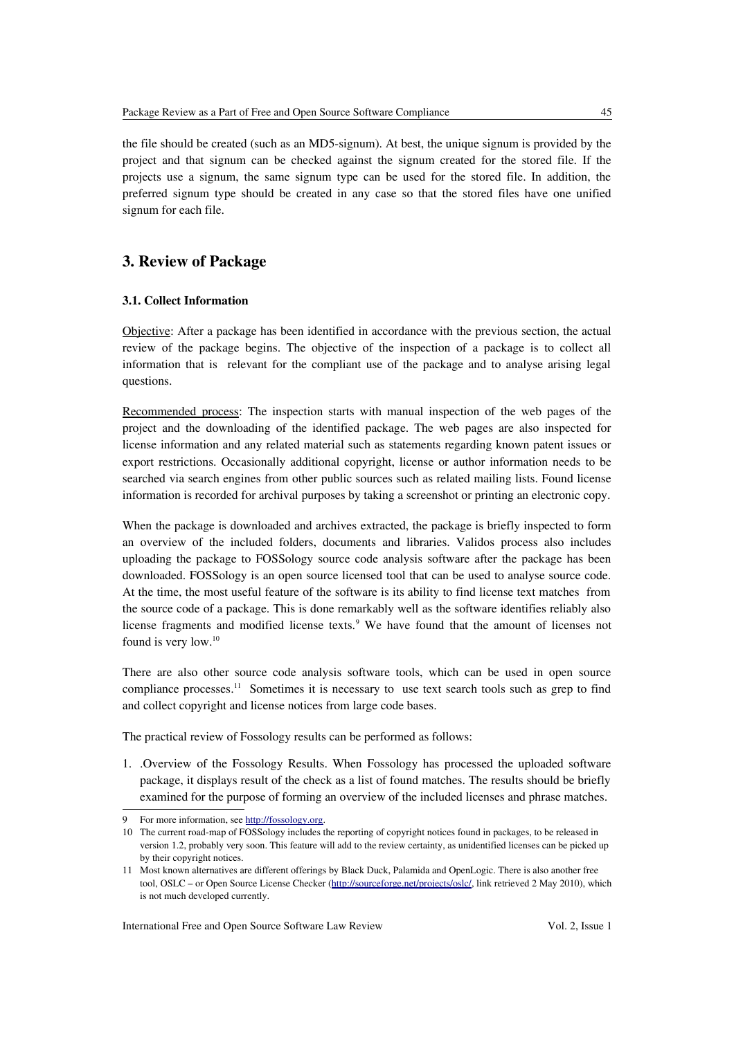the file should be created (such as an MD5-signum). At best, the unique signum is provided by the project and that signum can be checked against the signum created for the stored file. If the projects use a signum, the same signum type can be used for the stored file. In addition, the preferred signum type should be created in any case so that the stored files have one unified signum for each file.

## 3. Review of Package

### 3.1. Collect Information

Objective: After a package has been identified in accordance with the previous section, the actual review of the package begins. The objective of the inspection of a package is to collect all information that is relevant for the compliant use of the package and to analyse arising legal questions.

Recommended process: The inspection starts with manual inspection of the web pages of the project and the downloading of the identified package. The web pages are also inspected for license information and any related material such as statements regarding known patent issues or export restrictions. Occasionally additional copyright, license or author information needs to be searched via search engines from other public sources such as related mailing lists. Found license information is recorded for archival purposes by taking a screenshot or printing an electronic copy.

When the package is downloaded and archives extracted, the package is briefly inspected to form an overview of the included folders, documents and libraries. Validos process also includes uploading the package to FOSSology source code analysis software after the package has been downloaded. FOSSology is an open source licensed tool that can be used to analyse source code. At the time, the most useful feature of the software is its ability to find license text matches from the source code of a package. This is done remarkably well as the software identifies reliably also license fragments and modified license texts.[9] We have found that the amount of licenses not found is very low.[10]

There are also other source code analysis software tools, which can be used in open source compliance processes.[11] Sometimes it is necessary to use text search tools such as grep to find and collect copyright and license notices from large code bases.

The practical review of Fossology results can be performed as follows:

1. .Overview of the Fossology Results. When Fossology has processed the uploaded software package, it displays result of the check as a list of found matches. The results should be briefly examined for the purpose of forming an overview of the included licenses and phrase matches.

---

9 For more information, see http://fossology.org.

10 The current road-map of FOSSology includes the reporting of copyright notices found in packages, to be released in version 1.2, probably very soon. This feature will add to the review certainty, as unidentified licenses can be picked up by their copyright notices.

11 Most known alternatives are different offerings by Black Duck, Palamida and OpenLogic. There is also another free tool, OSLC – or Open Source License Checker (http://sourceforge.net/projects/oslc/, link retrieved 2 May 2010), which is not much developed currently.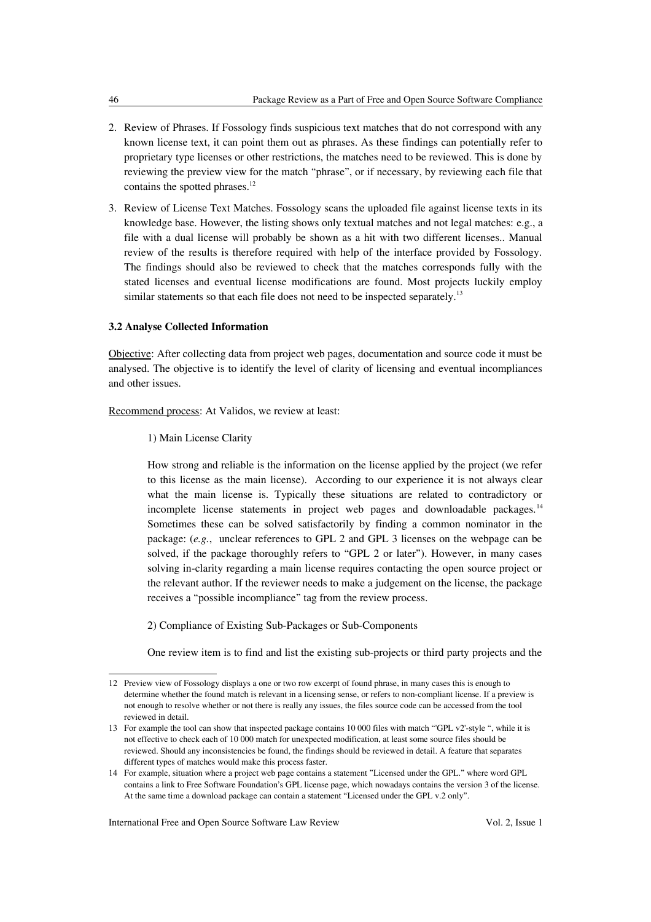2. Review of Phrases. If Fossology finds suspicious text matches that do not correspond with any known license text, it can point them out as phrases. As these findings can potentially refer to proprietary type licenses or other restrictions, the matches need to be reviewed. This is done by reviewing the preview view for the match "phrase", or if necessary, by reviewing each file that contains the spotted phrases.[12]

3. Review of License Text Matches. Fossology scans the uploaded file against license texts in its knowledge base. However, the listing shows only textual matches and not legal matches: e.g., a file with a dual license will probably be shown as a hit with two different licenses.. Manual review of the results is therefore required with help of the interface provided by Fossology. The findings should also be reviewed to check that the matches corresponds fully with the stated licenses and eventual license modifications are found. Most projects luckily employ similar statements so that each file does not need to be inspected separately.[13]

### 3.2 Analyse Collected Information

Objective: After collecting data from project web pages, documentation and source code it must be analysed. The objective is to identify the level of clarity of licensing and eventual incompliances and other issues.

Recommend process: At Validos, we review at least:

1) Main License Clarity

How strong and reliable is the information on the license applied by the project (we refer to this license as the main license). According to our experience it is not always clear what the main license is. Typically these situations are related to contradictory or incomplete license statements in project web pages and downloadable packages.[14] Sometimes these can be solved satisfactorily by finding a common nominator in the package: (*e.g.*, unclear references to GPL 2 and GPL 3 licenses on the webpage can be solved, if the package thoroughly refers to "GPL 2 or later"). However, in many cases solving in-clarity regarding a main license requires contacting the open source project or the relevant author. If the reviewer needs to make a judgement on the license, the package receives a "possible incompliance" tag from the review process.

2) Compliance of Existing Sub-Packages or Sub-Components

One review item is to find and list the existing sub-projects or third party projects and the

---

[12] Preview view of Fossology displays a one or two row excerpt of found phrase, in many cases this is enough to determine whether the found match is relevant in a licensing sense, or refers to non-compliant license. If a preview is not enough to resolve whether or not there is really any issues, the files source code can be accessed from the tool reviewed in detail.

[13] For example the tool can show that inspected package contains 10 000 files with match "'GPL v2'-style ", while it is not effective to check each of 10 000 match for unexpected modification, at least some source files should be reviewed. Should any inconsistencies be found, the findings should be reviewed in detail. A feature that separates different types of matches would make this process faster.

[14] For example, situation where a project web page contains a statement "Licensed under the GPL." where word GPL contains a link to Free Software Foundation's GPL license page, which nowadays contains the version 3 of the license. At the same time a download package can contain a statement "Licensed under the GPL v.2 only".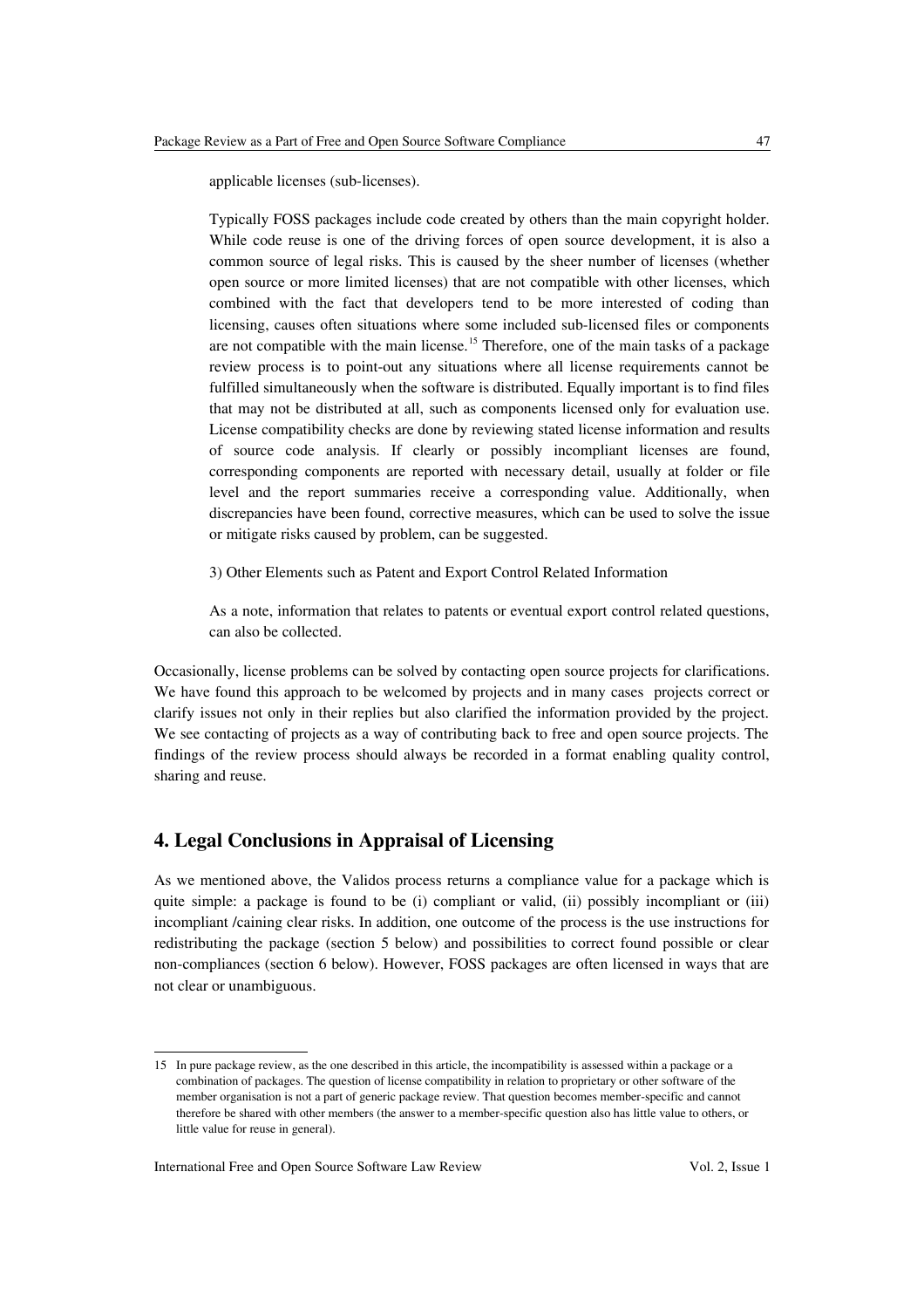applicable licenses (sub-licenses).

Typically FOSS packages include code created by others than the main copyright holder. While code reuse is one of the driving forces of open source development, it is also a common source of legal risks. This is caused by the sheer number of licenses (whether open source or more limited licenses) that are not compatible with other licenses, which combined with the fact that developers tend to be more interested of coding than licensing, causes often situations where some included sub-licensed files or components are not compatible with the main license.[15] Therefore, one of the main tasks of a package review process is to point-out any situations where all license requirements cannot be fulfilled simultaneously when the software is distributed. Equally important is to find files that may not be distributed at all, such as components licensed only for evaluation use. License compatibility checks are done by reviewing stated license information and results of source code analysis. If clearly or possibly incompliant licenses are found, corresponding components are reported with necessary detail, usually at folder or file level and the report summaries receive a corresponding value. Additionally, when discrepancies have been found, corrective measures, which can be used to solve the issue or mitigate risks caused by problem, can be suggested.

3) Other Elements such as Patent and Export Control Related Information

As a note, information that relates to patents or eventual export control related questions, can also be collected.

Occasionally, license problems can be solved by contacting open source projects for clarifications. We have found this approach to be welcomed by projects and in many cases projects correct or clarify issues not only in their replies but also clarified the information provided by the project. We see contacting of projects as a way of contributing back to free and open source projects. The findings of the review process should always be recorded in a format enabling quality control, sharing and reuse.

## 4. Legal Conclusions in Appraisal of Licensing

As we mentioned above, the Validos process returns a compliance value for a package which is quite simple: a package is found to be (i) compliant or valid, (ii) possibly incompliant or (iii) incompliant /caining clear risks. In addition, one outcome of the process is the use instructions for redistributing the package (section 5 below) and possibilities to correct found possible or clear non-compliances (section 6 below). However, FOSS packages are often licensed in ways that are not clear or unambiguous.

---

15 In pure package review, as the one described in this article, the incompatibility is assessed within a package or a combination of packages. The question of license compatibility in relation to proprietary or other software of the member organisation is not a part of generic package review. That question becomes member-specific and cannot therefore be shared with other members (the answer to a member-specific question also has little value to others, or little value for reuse in general).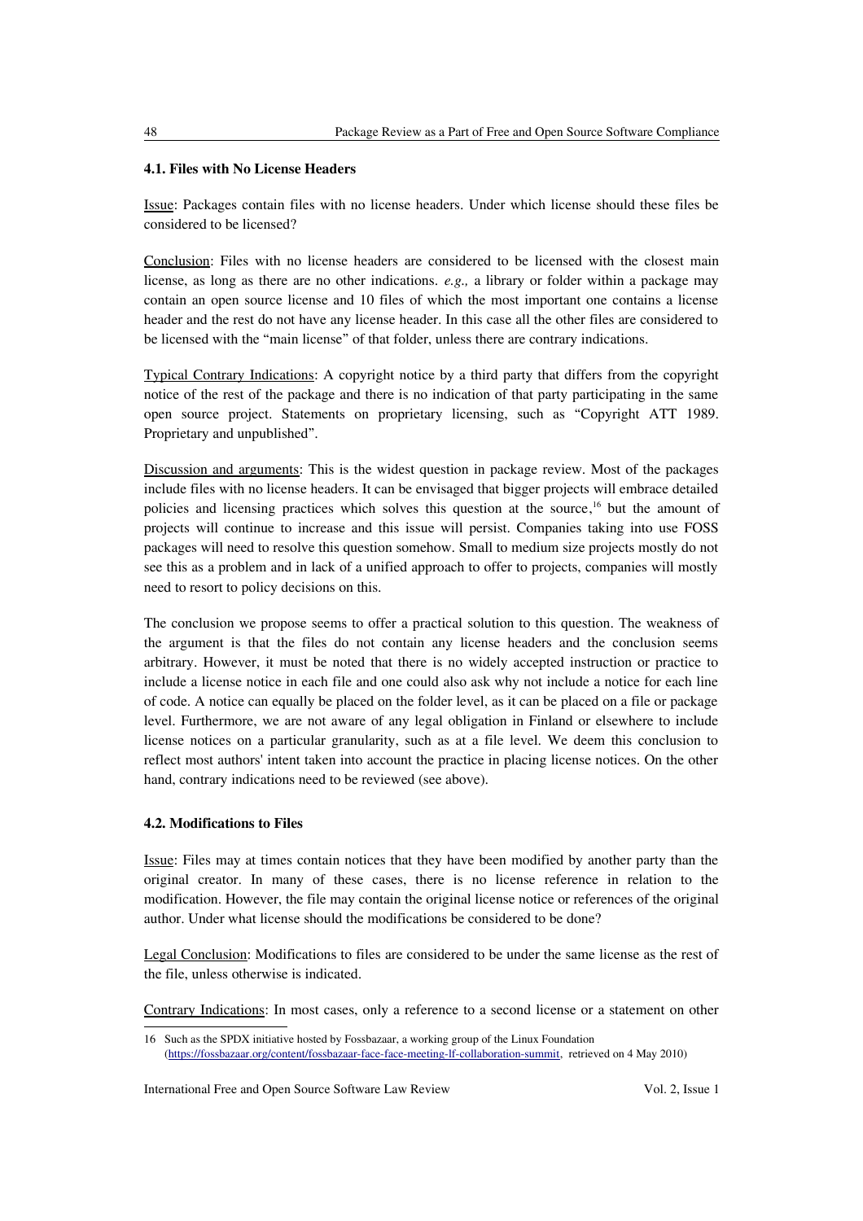### 4.1. Files with No License Headers

Issue: Packages contain files with no license headers. Under which license should these files be considered to be licensed?

Conclusion: Files with no license headers are considered to be licensed with the closest main license, as long as there are no other indications. *e.g.,* a library or folder within a package may contain an open source license and 10 files of which the most important one contains a license header and the rest do not have any license header. In this case all the other files are considered to be licensed with the "main license" of that folder, unless there are contrary indications.

Typical Contrary Indications: A copyright notice by a third party that differs from the copyright notice of the rest of the package and there is no indication of that party participating in the same open source project. Statements on proprietary licensing, such as "Copyright ATT 1989. Proprietary and unpublished".

Discussion and arguments: This is the widest question in package review. Most of the packages include files with no license headers. It can be envisaged that bigger projects will embrace detailed policies and licensing practices which solves this question at the source,[16] but the amount of projects will continue to increase and this issue will persist. Companies taking into use FOSS packages will need to resolve this question somehow. Small to medium size projects mostly do not see this as a problem and in lack of a unified approach to offer to projects, companies will mostly need to resort to policy decisions on this.

The conclusion we propose seems to offer a practical solution to this question. The weakness of the argument is that the files do not contain any license headers and the conclusion seems arbitrary. However, it must be noted that there is no widely accepted instruction or practice to include a license notice in each file and one could also ask why not include a notice for each line of code. A notice can equally be placed on the folder level, as it can be placed on a file or package level. Furthermore, we are not aware of any legal obligation in Finland or elsewhere to include license notices on a particular granularity, such as at a file level. We deem this conclusion to reflect most authors' intent taken into account the practice in placing license notices. On the other hand, contrary indications need to be reviewed (see above).

### 4.2. Modifications to Files

Issue: Files may at times contain notices that they have been modified by another party than the original creator. In many of these cases, there is no license reference in relation to the modification. However, the file may contain the original license notice or references of the original author. Under what license should the modifications be considered to be done?

Legal Conclusion: Modifications to files are considered to be under the same license as the rest of the file, unless otherwise is indicated.

Contrary Indications: In most cases, only a reference to a second license or a statement on other

---

16 Such as the SPDX initiative hosted by Fossbazaar, a working group of the Linux Foundation (https://fossbazaar.org/content/fossbazaar-face-face-meeting-lf-collaboration-summit, retrieved on 4 May 2010)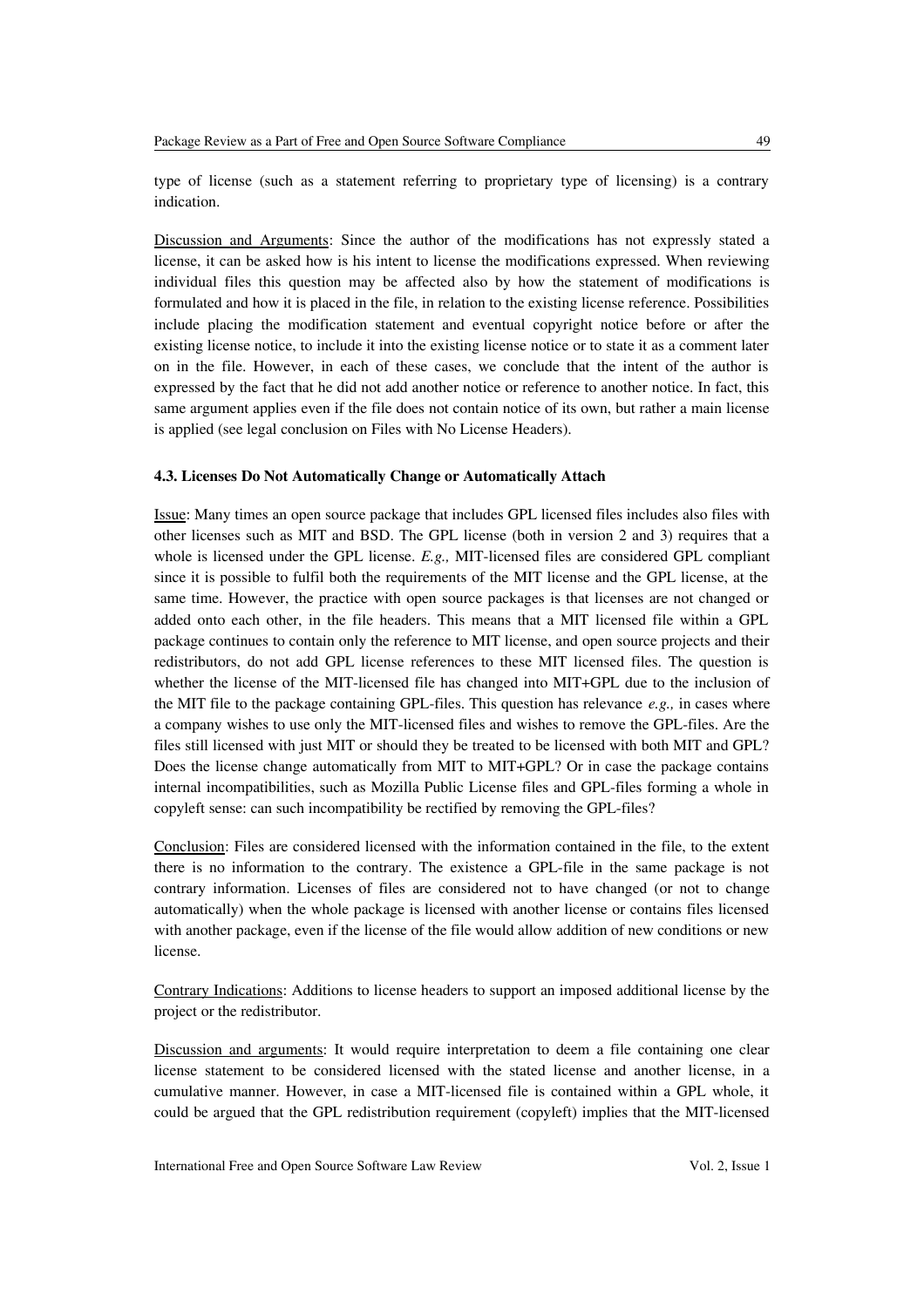type of license (such as a statement referring to proprietary type of licensing) is a contrary indication.

Discussion and Arguments: Since the author of the modifications has not expressly stated a license, it can be asked how is his intent to license the modifications expressed. When reviewing individual files this question may be affected also by how the statement of modifications is formulated and how it is placed in the file, in relation to the existing license reference. Possibilities include placing the modification statement and eventual copyright notice before or after the existing license notice, to include it into the existing license notice or to state it as a comment later on in the file. However, in each of these cases, we conclude that the intent of the author is expressed by the fact that he did not add another notice or reference to another notice. In fact, this same argument applies even if the file does not contain notice of its own, but rather a main license is applied (see legal conclusion on Files with No License Headers).

### 4.3. Licenses Do Not Automatically Change or Automatically Attach

Issue: Many times an open source package that includes GPL licensed files includes also files with other licenses such as MIT and BSD. The GPL license (both in version 2 and 3) requires that a whole is licensed under the GPL license. *E.g.,* MIT-licensed files are considered GPL compliant since it is possible to fulfil both the requirements of the MIT license and the GPL license, at the same time. However, the practice with open source packages is that licenses are not changed or added onto each other, in the file headers. This means that a MIT licensed file within a GPL package continues to contain only the reference to MIT license, and open source projects and their redistributors, do not add GPL license references to these MIT licensed files. The question is whether the license of the MIT-licensed file has changed into MIT+GPL due to the inclusion of the MIT file to the package containing GPL-files. This question has relevance *e.g.,* in cases where a company wishes to use only the MIT-licensed files and wishes to remove the GPL-files. Are the files still licensed with just MIT or should they be treated to be licensed with both MIT and GPL? Does the license change automatically from MIT to MIT+GPL? Or in case the package contains internal incompatibilities, such as Mozilla Public License files and GPL-files forming a whole in copyleft sense: can such incompatibility be rectified by removing the GPL-files?

Conclusion: Files are considered licensed with the information contained in the file, to the extent there is no information to the contrary. The existence a GPL-file in the same package is not contrary information. Licenses of files are considered not to have changed (or not to change automatically) when the whole package is licensed with another license or contains files licensed with another package, even if the license of the file would allow addition of new conditions or new license.

Contrary Indications: Additions to license headers to support an imposed additional license by the project or the redistributor.

Discussion and arguments: It would require interpretation to deem a file containing one clear license statement to be considered licensed with the stated license and another license, in a cumulative manner. However, in case a MIT-licensed file is contained within a GPL whole, it could be argued that the GPL redistribution requirement (copyleft) implies that the MIT-licensed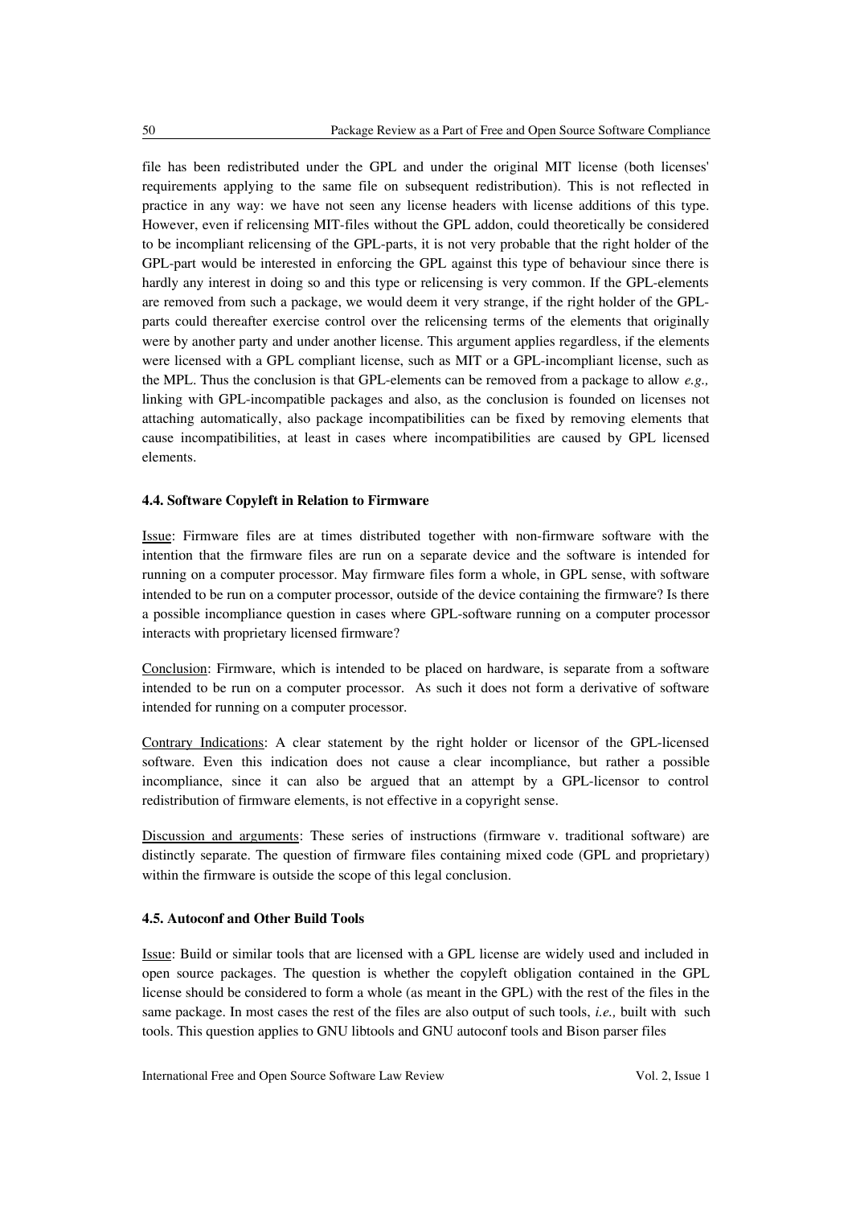file has been redistributed under the GPL and under the original MIT license (both licenses' requirements applying to the same file on subsequent redistribution). This is not reflected in practice in any way: we have not seen any license headers with license additions of this type. However, even if relicensing MIT-files without the GPL addon, could theoretically be considered to be incompliant relicensing of the GPL-parts, it is not very probable that the right holder of the GPL-part would be interested in enforcing the GPL against this type of behaviour since there is hardly any interest in doing so and this type or relicensing is very common. If the GPL-elements are removed from such a package, we would deem it very strange, if the right holder of the GPL-parts could thereafter exercise control over the relicensing terms of the elements that originally were by another party and under another license. This argument applies regardless, if the elements were licensed with a GPL compliant license, such as MIT or a GPL-incompliant license, such as the MPL. Thus the conclusion is that GPL-elements can be removed from a package to allow *e.g.,* linking with GPL-incompatible packages and also, as the conclusion is founded on licenses not attaching automatically, also package incompatibilities can be fixed by removing elements that cause incompatibilities, at least in cases where incompatibilities are caused by GPL licensed elements.

#### 4.4. Software Copyleft in Relation to Firmware

<u>Issue</u>: Firmware files are at times distributed together with non-firmware software with the intention that the firmware files are run on a separate device and the software is intended for running on a computer processor. May firmware files form a whole, in GPL sense, with software intended to be run on a computer processor, outside of the device containing the firmware? Is there a possible incompliance question in cases where GPL-software running on a computer processor interacts with proprietary licensed firmware?

<u>Conclusion</u>: Firmware, which is intended to be placed on hardware, is separate from a software intended to be run on a computer processor. As such it does not form a derivative of software intended for running on a computer processor.

<u>Contrary Indications</u>: A clear statement by the right holder or licensor of the GPL-licensed software. Even this indication does not cause a clear incompliance, but rather a possible incompliance, since it can also be argued that an attempt by a GPL-licensor to control redistribution of firmware elements, is not effective in a copyright sense.

<u>Discussion and arguments</u>: These series of instructions (firmware v. traditional software) are distinctly separate. The question of firmware files containing mixed code (GPL and proprietary) within the firmware is outside the scope of this legal conclusion.

#### 4.5. Autoconf and Other Build Tools

<u>Issue</u>: Build or similar tools that are licensed with a GPL license are widely used and included in open source packages. The question is whether the copyleft obligation contained in the GPL license should be considered to form a whole (as meant in the GPL) with the rest of the files in the same package. In most cases the rest of the files are also output of such tools, *i.e.,* built with such tools. This question applies to GNU libtools and GNU autoconf tools and Bison parser files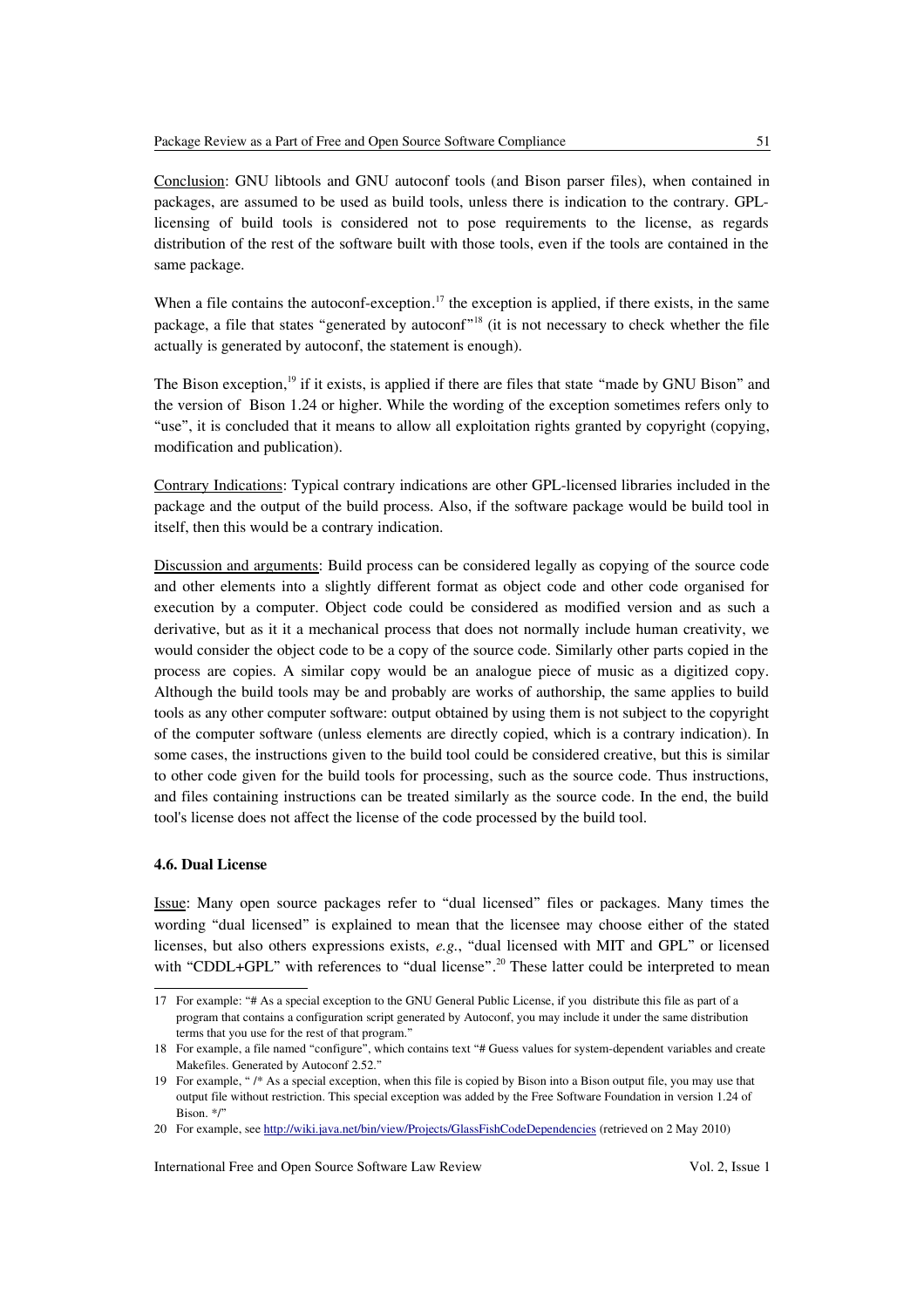Conclusion: GNU libtools and GNU autoconf tools (and Bison parser files), when contained in packages, are assumed to be used as build tools, unless there is indication to the contrary. GPL-licensing of build tools is considered not to pose requirements to the license, as regards distribution of the rest of the software built with those tools, even if the tools are contained in the same package.

When a file contains the autoconf-exception.[17] the exception is applied, if there exists, in the same package, a file that states "generated by autoconf"[18] (it is not necessary to check whether the file actually is generated by autoconf, the statement is enough).

The Bison exception,[19] if it exists, is applied if there are files that state "made by GNU Bison" and the version of Bison 1.24 or higher. While the wording of the exception sometimes refers only to "use", it is concluded that it means to allow all exploitation rights granted by copyright (copying, modification and publication).

Contrary Indications: Typical contrary indications are other GPL-licensed libraries included in the package and the output of the build process. Also, if the software package would be build tool in itself, then this would be a contrary indication.

Discussion and arguments: Build process can be considered legally as copying of the source code and other elements into a slightly different format as object code and other code organised for execution by a computer. Object code could be considered as modified version and as such a derivative, but as it it a mechanical process that does not normally include human creativity, we would consider the object code to be a copy of the source code. Similarly other parts copied in the process are copies. A similar copy would be an analogue piece of music as a digitized copy. Although the build tools may be and probably are works of authorship, the same applies to build tools as any other computer software: output obtained by using them is not subject to the copyright of the computer software (unless elements are directly copied, which is a contrary indication). In some cases, the instructions given to the build tool could be considered creative, but this is similar to other code given for the build tools for processing, such as the source code. Thus instructions, and files containing instructions can be treated similarly as the source code. In the end, the build tool's license does not affect the license of the code processed by the build tool.

### 4.6. Dual License

Issue: Many open source packages refer to "dual licensed" files or packages. Many times the wording "dual licensed" is explained to mean that the licensee may choose either of the stated licenses, but also others expressions exists, *e.g.*, "dual licensed with MIT and GPL" or licensed with "CDDL+GPL" with references to "dual license".[20] These latter could be interpreted to mean

---

17 For example: "# As a special exception to the GNU General Public License, if you distribute this file as part of a program that contains a configuration script generated by Autoconf, you may include it under the same distribution terms that you use for the rest of that program."

18 For example, a file named "configure", which contains text "# Guess values for system-dependent variables and create Makefiles. Generated by Autoconf 2.52."

19 For example, " /* As a special exception, when this file is copied by Bison into a Bison output file, you may use that output file without restriction. This special exception was added by the Free Software Foundation in version 1.24 of Bison. */"

20 For example, see http://wiki.java.net/bin/view/Projects/GlassFishCodeDependencies (retrieved on 2 May 2010)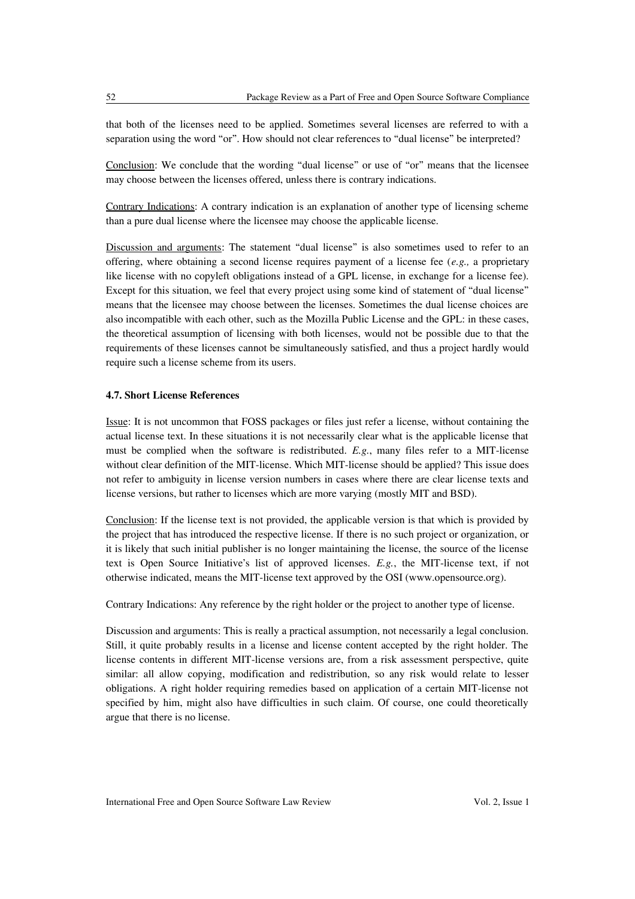that both of the licenses need to be applied. Sometimes several licenses are referred to with a separation using the word "or". How should not clear references to "dual license" be interpreted?

Conclusion: We conclude that the wording "dual license" or use of "or" means that the licensee may choose between the licenses offered, unless there is contrary indications.

Contrary Indications: A contrary indication is an explanation of another type of licensing scheme than a pure dual license where the licensee may choose the applicable license.

Discussion and arguments: The statement "dual license" is also sometimes used to refer to an offering, where obtaining a second license requires payment of a license fee (*e.g.,* a proprietary like license with no copyleft obligations instead of a GPL license, in exchange for a license fee). Except for this situation, we feel that every project using some kind of statement of "dual license" means that the licensee may choose between the licenses. Sometimes the dual license choices are also incompatible with each other, such as the Mozilla Public License and the GPL: in these cases, the theoretical assumption of licensing with both licenses, would not be possible due to that the requirements of these licenses cannot be simultaneously satisfied, and thus a project hardly would require such a license scheme from its users.

### 4.7. Short License References

Issue: It is not uncommon that FOSS packages or files just refer a license, without containing the actual license text. In these situations it is not necessarily clear what is the applicable license that must be complied when the software is redistributed. *E.g.*, many files refer to a MIT-license without clear definition of the MIT-license. Which MIT-license should be applied? This issue does not refer to ambiguity in license version numbers in cases where there are clear license texts and license versions, but rather to licenses which are more varying (mostly MIT and BSD).

Conclusion: If the license text is not provided, the applicable version is that which is provided by the project that has introduced the respective license. If there is no such project or organization, or it is likely that such initial publisher is no longer maintaining the license, the source of the license text is Open Source Initiative's list of approved licenses. *E.g.*, the MIT-license text, if not otherwise indicated, means the MIT-license text approved by the OSI (www.opensource.org).

Contrary Indications: Any reference by the right holder or the project to another type of license.

Discussion and arguments: This is really a practical assumption, not necessarily a legal conclusion. Still, it quite probably results in a license and license content accepted by the right holder. The license contents in different MIT-license versions are, from a risk assessment perspective, quite similar: all allow copying, modification and redistribution, so any risk would relate to lesser obligations. A right holder requiring remedies based on application of a certain MIT-license not specified by him, might also have difficulties in such claim. Of course, one could theoretically argue that there is no license.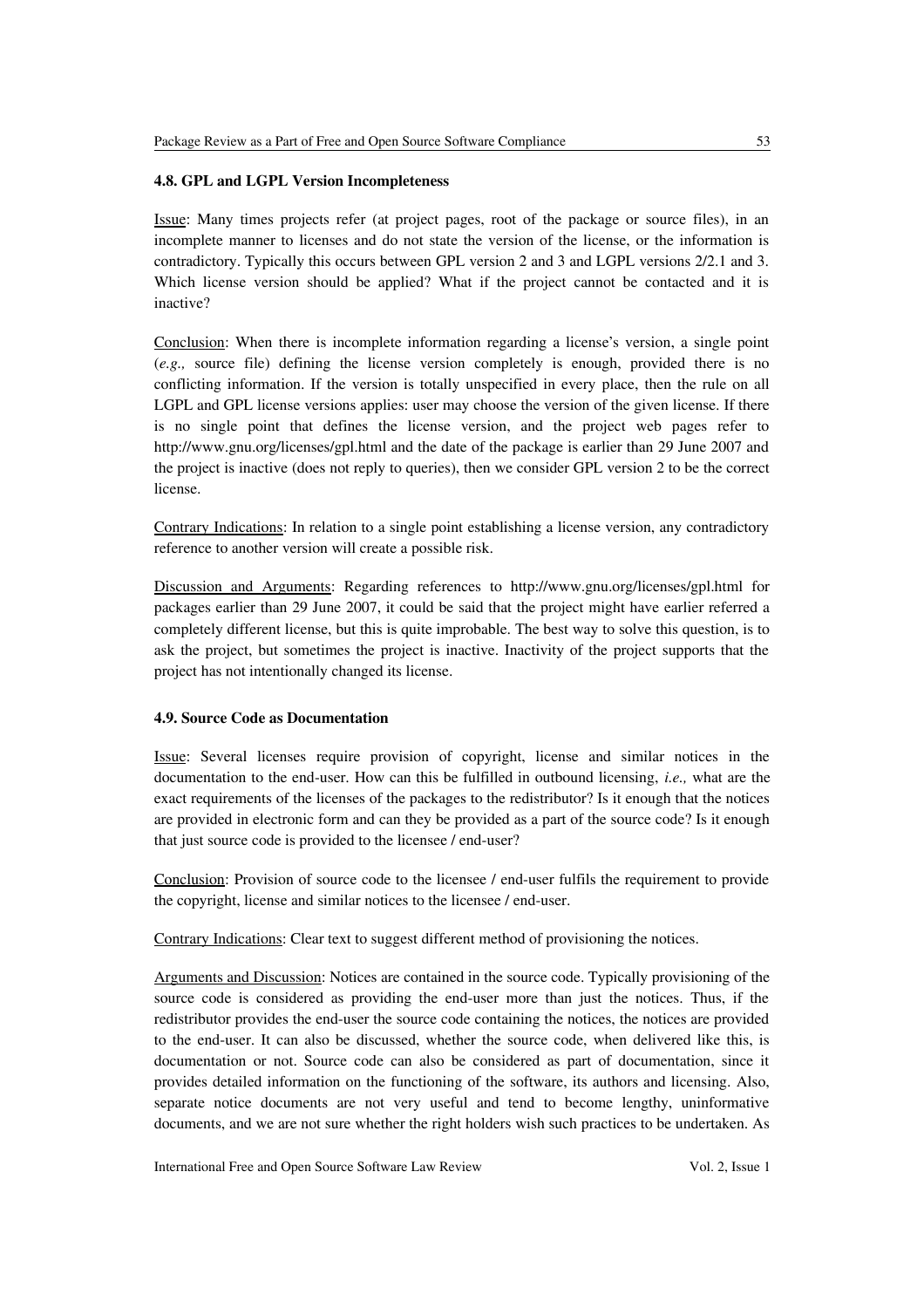#### 4.8. GPL and LGPL Version Incompleteness

Issue: Many times projects refer (at project pages, root of the package or source files), in an incomplete manner to licenses and do not state the version of the license, or the information is contradictory. Typically this occurs between GPL version 2 and 3 and LGPL versions 2/2.1 and 3. Which license version should be applied? What if the project cannot be contacted and it is inactive?

Conclusion: When there is incomplete information regarding a license's version, a single point (*e.g.,* source file) defining the license version completely is enough, provided there is no conflicting information. If the version is totally unspecified in every place, then the rule on all LGPL and GPL license versions applies: user may choose the version of the given license. If there is no single point that defines the license version, and the project web pages refer to http://www.gnu.org/licenses/gpl.html and the date of the package is earlier than 29 June 2007 and the project is inactive (does not reply to queries), then we consider GPL version 2 to be the correct license.

Contrary Indications: In relation to a single point establishing a license version, any contradictory reference to another version will create a possible risk.

Discussion and Arguments: Regarding references to http://www.gnu.org/licenses/gpl.html for packages earlier than 29 June 2007, it could be said that the project might have earlier referred a completely different license, but this is quite improbable. The best way to solve this question, is to ask the project, but sometimes the project is inactive. Inactivity of the project supports that the project has not intentionally changed its license.

#### 4.9. Source Code as Documentation

Issue: Several licenses require provision of copyright, license and similar notices in the documentation to the end-user. How can this be fulfilled in outbound licensing, *i.e.,* what are the exact requirements of the licenses of the packages to the redistributor? Is it enough that the notices are provided in electronic form and can they be provided as a part of the source code? Is it enough that just source code is provided to the licensee / end-user?

Conclusion: Provision of source code to the licensee / end-user fulfils the requirement to provide the copyright, license and similar notices to the licensee / end-user.

Contrary Indications: Clear text to suggest different method of provisioning the notices.

Arguments and Discussion: Notices are contained in the source code. Typically provisioning of the source code is considered as providing the end-user more than just the notices. Thus, if the redistributor provides the end-user the source code containing the notices, the notices are provided to the end-user. It can also be discussed, whether the source code, when delivered like this, is documentation or not. Source code can also be considered as part of documentation, since it provides detailed information on the functioning of the software, its authors and licensing. Also, separate notice documents are not very useful and tend to become lengthy, uninformative documents, and we are not sure whether the right holders wish such practices to be undertaken. As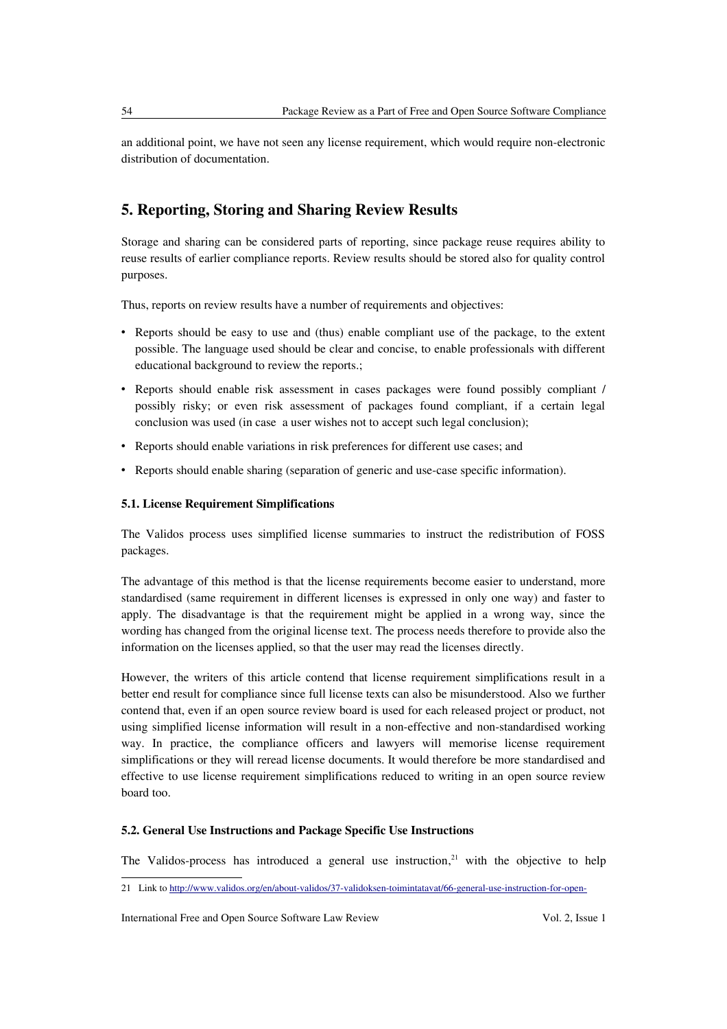an additional point, we have not seen any license requirement, which would require non-electronic distribution of documentation.

## 5. Reporting, Storing and Sharing Review Results

Storage and sharing can be considered parts of reporting, since package reuse requires ability to reuse results of earlier compliance reports. Review results should be stored also for quality control purposes.

Thus, reports on review results have a number of requirements and objectives:

- Reports should be easy to use and (thus) enable compliant use of the package, to the extent possible. The language used should be clear and concise, to enable professionals with different educational background to review the reports.;
- Reports should enable risk assessment in cases packages were found possibly compliant / possibly risky; or even risk assessment of packages found compliant, if a certain legal conclusion was used (in case a user wishes not to accept such legal conclusion);
- Reports should enable variations in risk preferences for different use cases; and
- Reports should enable sharing (separation of generic and use-case specific information).

### 5.1. License Requirement Simplifications

The Validos process uses simplified license summaries to instruct the redistribution of FOSS packages.

The advantage of this method is that the license requirements become easier to understand, more standardised (same requirement in different licenses is expressed in only one way) and faster to apply. The disadvantage is that the requirement might be applied in a wrong way, since the wording has changed from the original license text. The process needs therefore to provide also the information on the licenses applied, so that the user may read the licenses directly.

However, the writers of this article contend that license requirement simplifications result in a better end result for compliance since full license texts can also be misunderstood. Also we further contend that, even if an open source review board is used for each released project or product, not using simplified license information will result in a non-effective and non-standardised working way. In practice, the compliance officers and lawyers will memorise license requirement simplifications or they will reread license documents. It would therefore be more standardised and effective to use license requirement simplifications reduced to writing in an open source review board too.

### 5.2. General Use Instructions and Package Specific Use Instructions

The Validos-process has introduced a general use instruction,[21] with the objective to help

21 Link to http://www.validos.org/en/about-validos/37-validoksen-toimintatavat/66-general-use-instruction-for-open-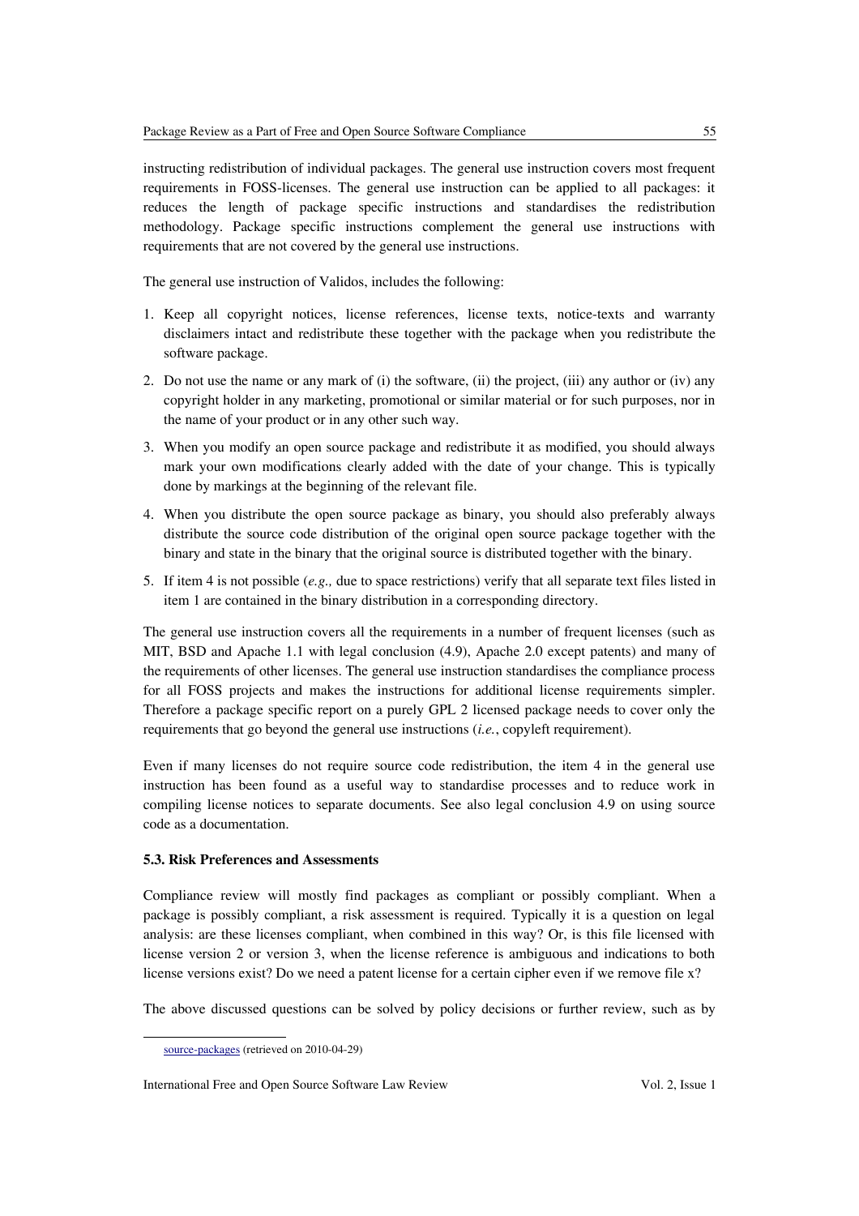instructing redistribution of individual packages. The general use instruction covers most frequent requirements in FOSS-licenses. The general use instruction can be applied to all packages: it reduces the length of package specific instructions and standardises the redistribution methodology. Package specific instructions complement the general use instructions with requirements that are not covered by the general use instructions.

The general use instruction of Validos, includes the following:

1. Keep all copyright notices, license references, license texts, notice-texts and warranty disclaimers intact and redistribute these together with the package when you redistribute the software package.
2. Do not use the name or any mark of (i) the software, (ii) the project, (iii) any author or (iv) any copyright holder in any marketing, promotional or similar material or for such purposes, nor in the name of your product or in any other such way.
3. When you modify an open source package and redistribute it as modified, you should always mark your own modifications clearly added with the date of your change. This is typically done by markings at the beginning of the relevant file.
4. When you distribute the open source package as binary, you should also preferably always distribute the source code distribution of the original open source package together with the binary and state in the binary that the original source is distributed together with the binary.
5. If item 4 is not possible (*e.g.,* due to space restrictions) verify that all separate text files listed in item 1 are contained in the binary distribution in a corresponding directory.

The general use instruction covers all the requirements in a number of frequent licenses (such as MIT, BSD and Apache 1.1 with legal conclusion (4.9), Apache 2.0 except patents) and many of the requirements of other licenses. The general use instruction standardises the compliance process for all FOSS projects and makes the instructions for additional license requirements simpler. Therefore a package specific report on a purely GPL 2 licensed package needs to cover only the requirements that go beyond the general use instructions (*i.e.*, copyleft requirement).

Even if many licenses do not require source code redistribution, the item 4 in the general use instruction has been found as a useful way to standardise processes and to reduce work in compiling license notices to separate documents. See also legal conclusion 4.9 on using source code as a documentation.

**5.3. Risk Preferences and Assessments**

Compliance review will mostly find packages as compliant or possibly compliant. When a package is possibly compliant, a risk assessment is required. Typically it is a question on legal analysis: are these licenses compliant, when combined in this way? Or, is this file licensed with license version 2 or version 3, when the license reference is ambiguous and indications to both license versions exist? Do we need a patent license for a certain cipher even if we remove file x?

The above discussed questions can be solved by policy decisions or further review, such as by

source-packages (retrieved on 2010-04-29)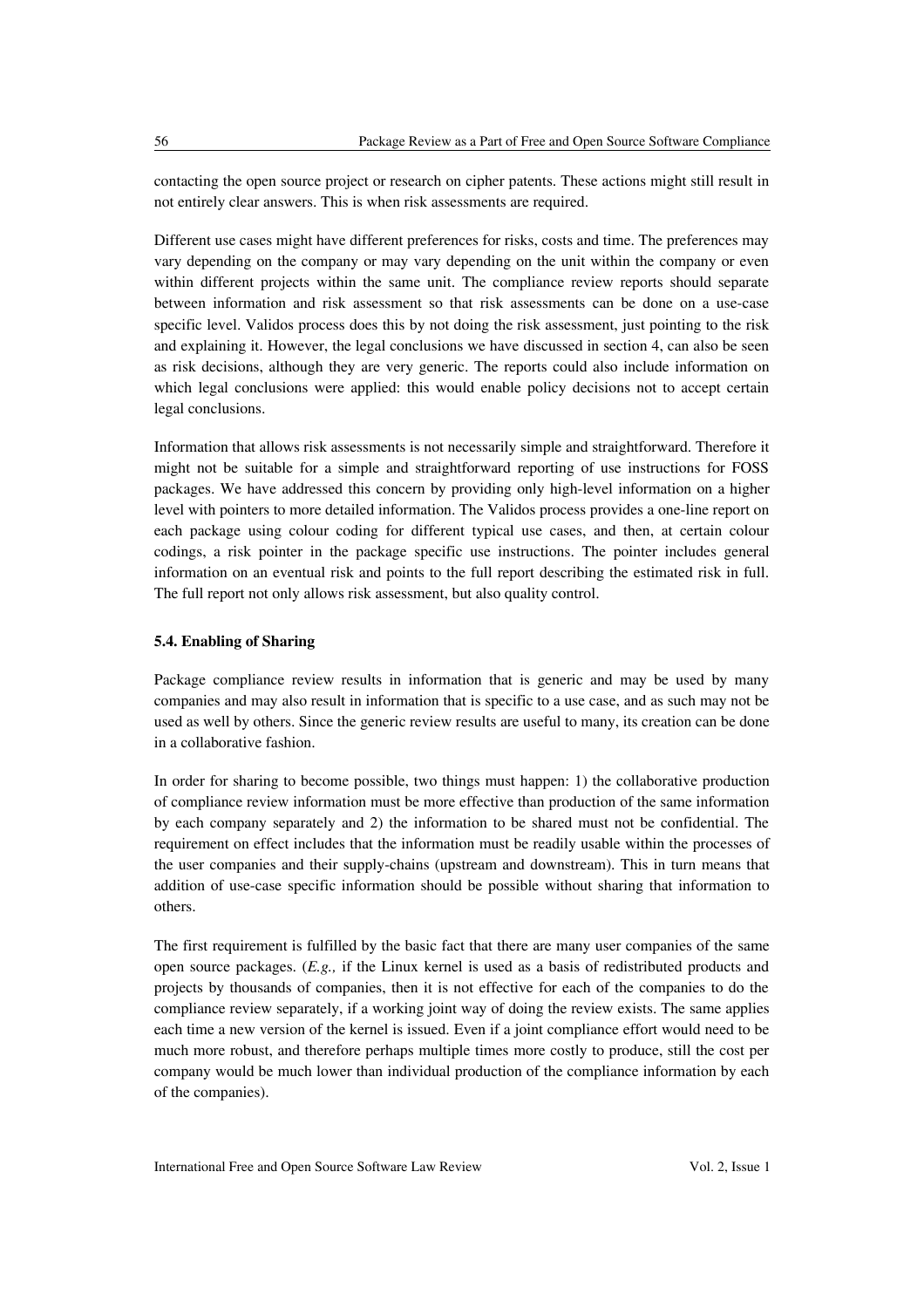contacting the open source project or research on cipher patents. These actions might still result in not entirely clear answers. This is when risk assessments are required.

Different use cases might have different preferences for risks, costs and time. The preferences may vary depending on the company or may vary depending on the unit within the company or even within different projects within the same unit. The compliance review reports should separate between information and risk assessment so that risk assessments can be done on a use-case specific level. Validos process does this by not doing the risk assessment, just pointing to the risk and explaining it. However, the legal conclusions we have discussed in section 4, can also be seen as risk decisions, although they are very generic. The reports could also include information on which legal conclusions were applied: this would enable policy decisions not to accept certain legal conclusions.

Information that allows risk assessments is not necessarily simple and straightforward. Therefore it might not be suitable for a simple and straightforward reporting of use instructions for FOSS packages. We have addressed this concern by providing only high-level information on a higher level with pointers to more detailed information. The Validos process provides a one-line report on each package using colour coding for different typical use cases, and then, at certain colour codings, a risk pointer in the package specific use instructions. The pointer includes general information on an eventual risk and points to the full report describing the estimated risk in full. The full report not only allows risk assessment, but also quality control.

### 5.4. Enabling of Sharing

Package compliance review results in information that is generic and may be used by many companies and may also result in information that is specific to a use case, and as such may not be used as well by others. Since the generic review results are useful to many, its creation can be done in a collaborative fashion.

In order for sharing to become possible, two things must happen: 1) the collaborative production of compliance review information must be more effective than production of the same information by each company separately and 2) the information to be shared must not be confidential. The requirement on effect includes that the information must be readily usable within the processes of the user companies and their supply-chains (upstream and downstream). This in turn means that addition of use-case specific information should be possible without sharing that information to others.

The first requirement is fulfilled by the basic fact that there are many user companies of the same open source packages. (*E.g.,* if the Linux kernel is used as a basis of redistributed products and projects by thousands of companies, then it is not effective for each of the companies to do the compliance review separately, if a working joint way of doing the review exists. The same applies each time a new version of the kernel is issued. Even if a joint compliance effort would need to be much more robust, and therefore perhaps multiple times more costly to produce, still the cost per company would be much lower than individual production of the compliance information by each of the companies).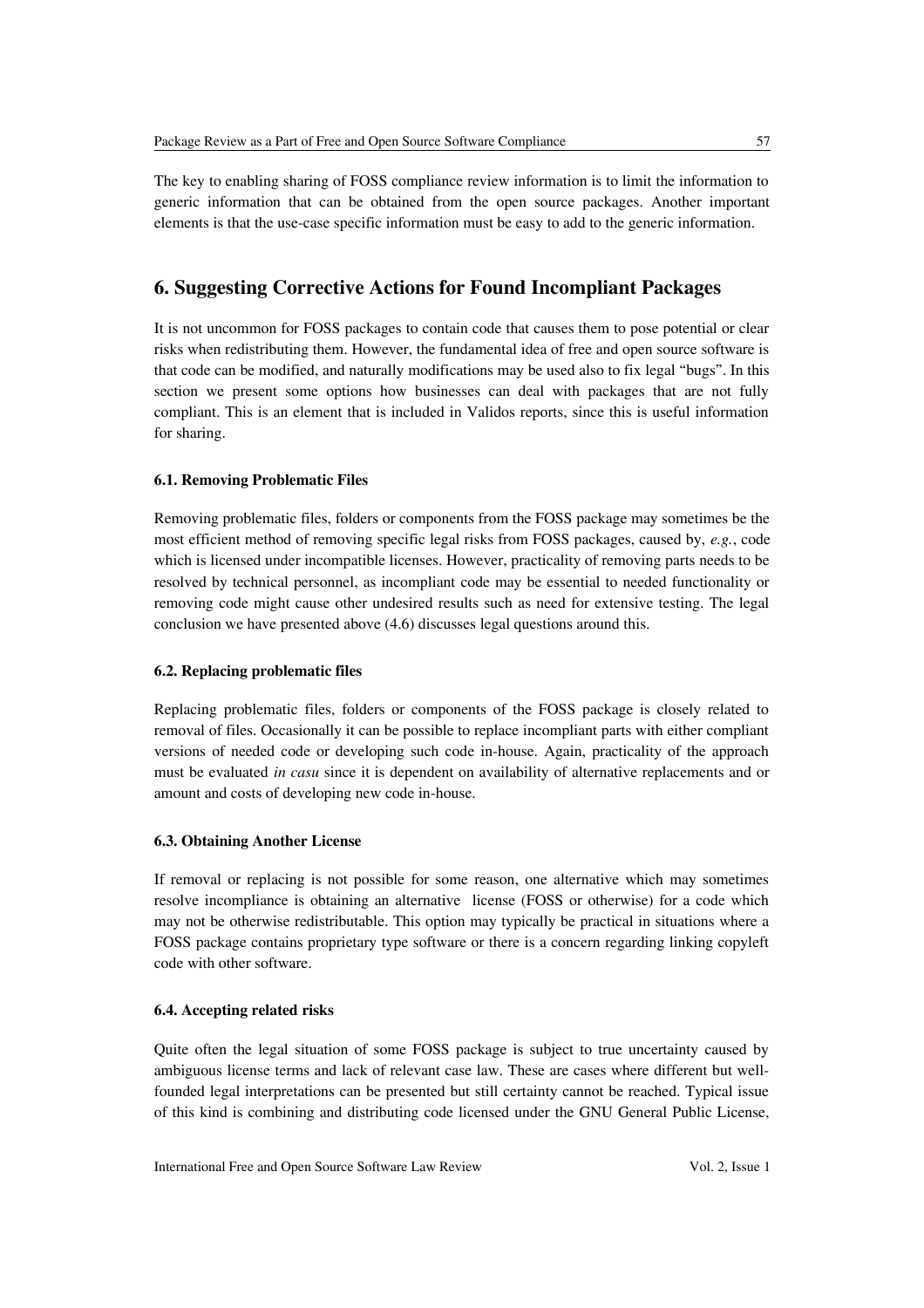The key to enabling sharing of FOSS compliance review information is to limit the information to generic information that can be obtained from the open source packages. Another important elements is that the use-case specific information must be easy to add to the generic information.

## 6. Suggesting Corrective Actions for Found Incompliant Packages

It is not uncommon for FOSS packages to contain code that causes them to pose potential or clear risks when redistributing them. However, the fundamental idea of free and open source software is that code can be modified, and naturally modifications may be used also to fix legal "bugs". In this section we present some options how businesses can deal with packages that are not fully compliant. This is an element that is included in Validos reports, since this is useful information for sharing.

### 6.1. Removing Problematic Files

Removing problematic files, folders or components from the FOSS package may sometimes be the most efficient method of removing specific legal risks from FOSS packages, caused by, *e.g.*, code which is licensed under incompatible licenses. However, practicality of removing parts needs to be resolved by technical personnel, as incompliant code may be essential to needed functionality or removing code might cause other undesired results such as need for extensive testing. The legal conclusion we have presented above (4.6) discusses legal questions around this.

### 6.2. Replacing problematic files

Replacing problematic files, folders or components of the FOSS package is closely related to removal of files. Occasionally it can be possible to replace incompliant parts with either compliant versions of needed code or developing such code in-house. Again, practicality of the approach must be evaluated *in casu* since it is dependent on availability of alternative replacements and or amount and costs of developing new code in-house.

### 6.3. Obtaining Another License

If removal or replacing is not possible for some reason, one alternative which may sometimes resolve incompliance is obtaining an alternative license (FOSS or otherwise) for a code which may not be otherwise redistributable. This option may typically be practical in situations where a FOSS package contains proprietary type software or there is a concern regarding linking copyleft code with other software.

### 6.4. Accepting related risks

Quite often the legal situation of some FOSS package is subject to true uncertainty caused by ambiguous license terms and lack of relevant case law. These are cases where different but well-founded legal interpretations can be presented but still certainty cannot be reached. Typical issue of this kind is combining and distributing code licensed under the GNU General Public License,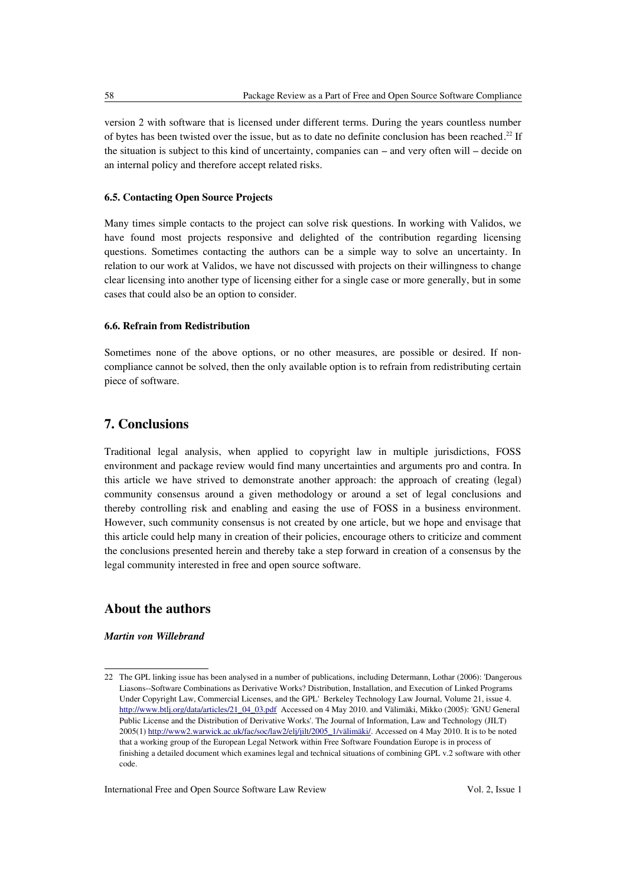version 2 with software that is licensed under different terms. During the years countless number of bytes has been twisted over the issue, but as to date no definite conclusion has been reached.[22] If the situation is subject to this kind of uncertainty, companies can – and very often will – decide on an internal policy and therefore accept related risks.

### 6.5. Contacting Open Source Projects

Many times simple contacts to the project can solve risk questions. In working with Validos, we have found most projects responsive and delighted of the contribution regarding licensing questions. Sometimes contacting the authors can be a simple way to solve an uncertainty. In relation to our work at Validos, we have not discussed with projects on their willingness to change clear licensing into another type of licensing either for a single case or more generally, but in some cases that could also be an option to consider.

### 6.6. Refrain from Redistribution

Sometimes none of the above options, or no other measures, are possible or desired. If non-compliance cannot be solved, then the only available option is to refrain from redistributing certain piece of software.

## 7. Conclusions

Traditional legal analysis, when applied to copyright law in multiple jurisdictions, FOSS environment and package review would find many uncertainties and arguments pro and contra. In this article we have strived to demonstrate another approach: the approach of creating (legal) community consensus around a given methodology or around a set of legal conclusions and thereby controlling risk and enabling and easing the use of FOSS in a business environment. However, such community consensus is not created by one article, but we hope and envisage that this article could help many in creation of their policies, encourage others to criticize and comment the conclusions presented herein and thereby take a step forward in creation of a consensus by the legal community interested in free and open source software.

## About the authors

***Martin von Willebrand***

---

22 The GPL linking issue has been analysed in a number of publications, including Determann, Lothar (2006): 'Dangerous Liasons--Software Combinations as Derivative Works? Distribution, Installation, and Execution of Linked Programs Under Copyright Law, Commercial Licenses, and the GPL' Berkeley Technology Law Journal, Volume 21, issue 4. http://www.btlj.org/data/articles/21_04_03.pdf Accessed on 4 May 2010. and Välimäki, Mikko (2005): 'GNU General Public License and the Distribution of Derivative Works'. The Journal of Information, Law and Technology (JILT) 2005(1) http://www2.warwick.ac.uk/fac/soc/law2/elj/jilt/2005_1/välimäki/. Accessed on 4 May 2010. It is to be noted that a working group of the European Legal Network within Free Software Foundation Europe is in process of finishing a detailed document which examines legal and technical situations of combining GPL v.2 software with other code.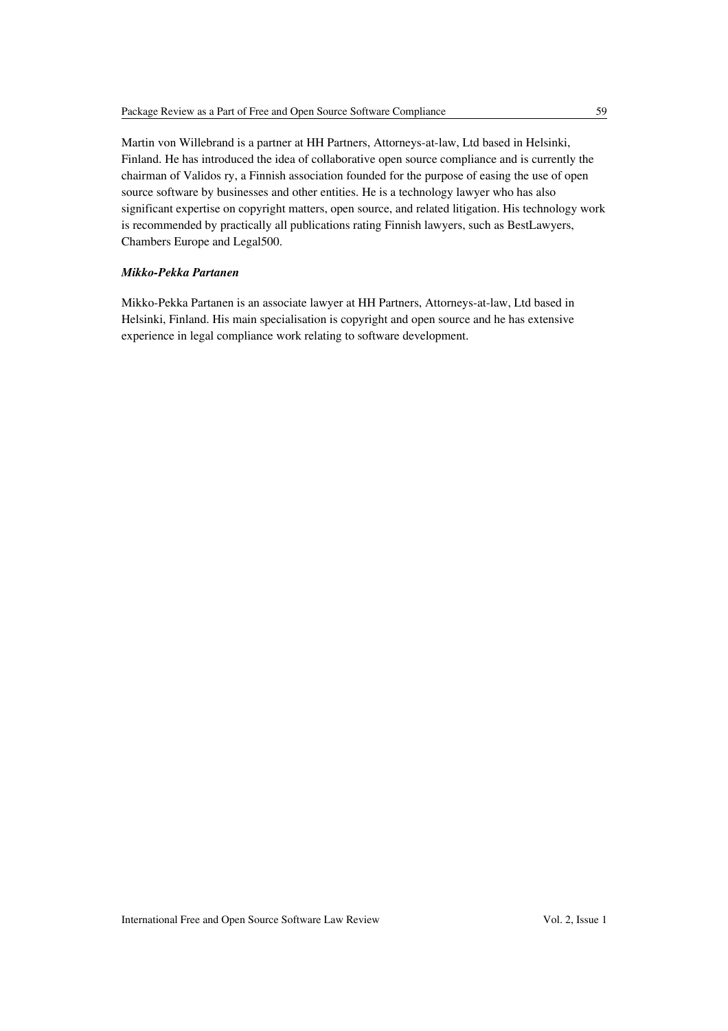Martin von Willebrand is a partner at HH Partners, Attorneys-at-law, Ltd based in Helsinki, Finland. He has introduced the idea of collaborative open source compliance and is currently the chairman of Validos ry, a Finnish association founded for the purpose of easing the use of open source software by businesses and other entities. He is a technology lawyer who has also significant expertise on copyright matters, open source, and related litigation. His technology work is recommended by practically all publications rating Finnish lawyers, such as BestLawyers, Chambers Europe and Legal500.

***Mikko-Pekka Partanen***

Mikko-Pekka Partanen is an associate lawyer at HH Partners, Attorneys-at-law, Ltd based in Helsinki, Finland. His main specialisation is copyright and open source and he has extensive experience in legal compliance work relating to software development.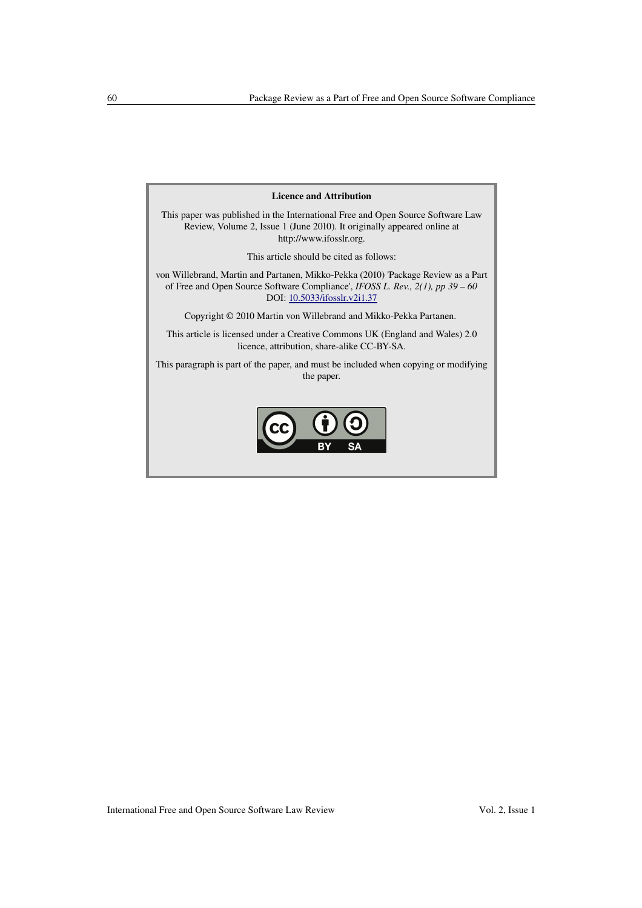**Licence and Attribution**

This paper was published in the International Free and Open Source Software Law Review, Volume 2, Issue 1 (June 2010). It originally appeared online at http://www.ifosslr.org.

This article should be cited as follows:

von Willebrand, Martin and Partanen, Mikko-Pekka (2010) 'Package Review as a Part of Free and Open Source Software Compliance', *IFOSS L. Rev., 2(1), pp 39 – 60* DOI: [10.5033/ifosslr.v2i1.37](10.5033/ifosslr.v2i1.37)

Copyright © 2010 Martin von Willebrand and Mikko-Pekka Partanen.

This article is licensed under a Creative Commons UK (England and Wales) 2.0 licence, attribution, share-alike CC-BY-SA.

This paragraph is part of the paper, and must be included when copying or modifying the paper.